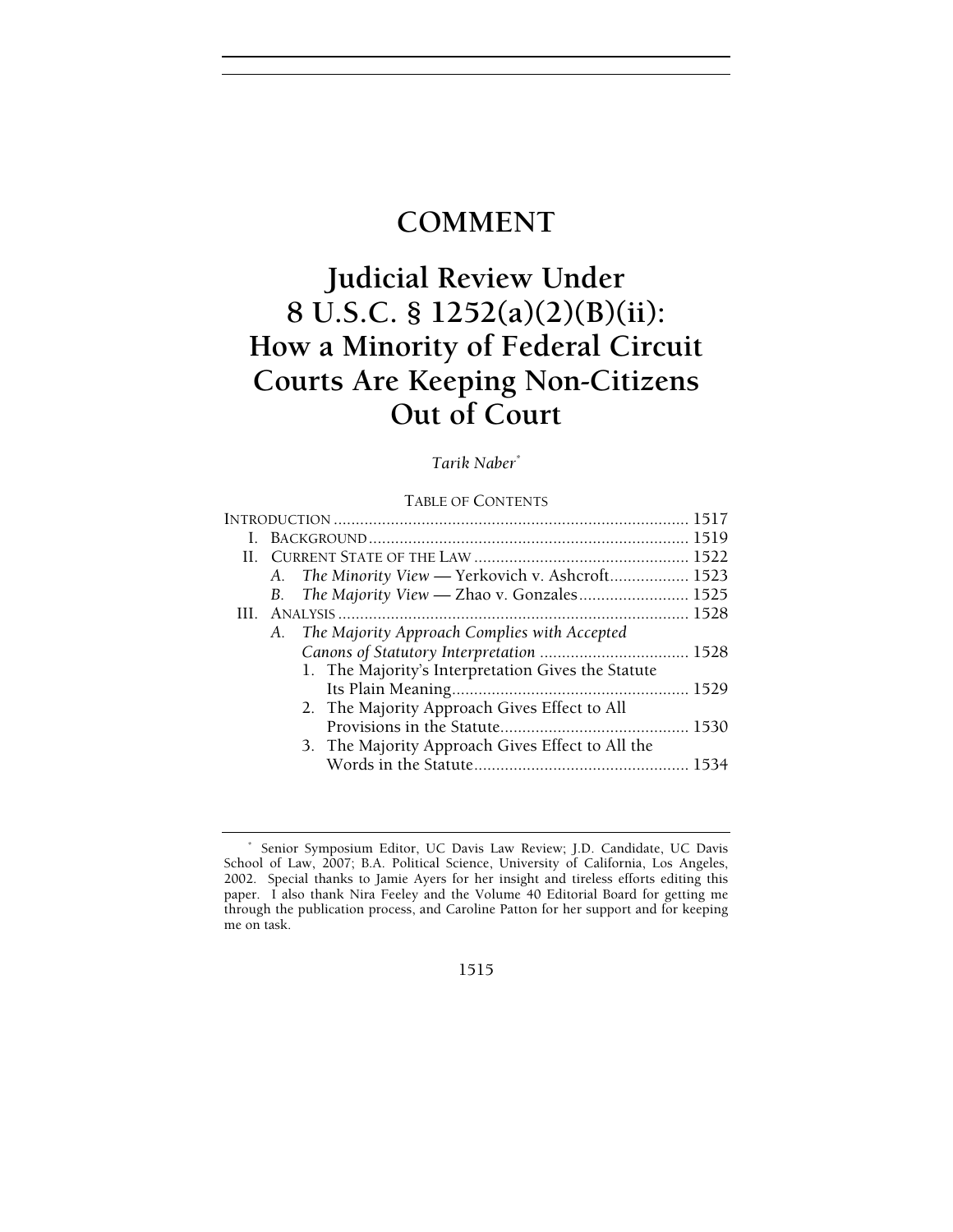# COMMENT

# Judicial Review Under 8 U.S.C. § 1252(a)(2)(B)(ii): How a Minority of Federal Circuit Courts Are Keeping Non-Citizens Out of Court

*Tarik Naber*[*]

TABLE OF CONTENTS

INTRODUCTION .......... 1517

I. BACKGROUND .......... 1519

II. CURRENT STATE OF THE LAW .......... 1522

  A. *The Minority View* — Yerkovich v. Ashcroft .......... 1523

  B. *The Majority View* — Zhao v. Gonzales .......... 1525

III. ANALYSIS .......... 1528

  A. *The Majority Approach Complies with Accepted Canons of Statutory Interpretation* .......... 1528

    1. The Majority's Interpretation Gives the Statute Its Plain Meaning .......... 1529

    2. The Majority Approach Gives Effect to All Provisions in the Statute .......... 1530

    3. The Majority Approach Gives Effect to All the Words in the Statute .......... 1534

---

[*] Senior Symposium Editor, UC Davis Law Review; J.D. Candidate, UC Davis School of Law, 2007; B.A. Political Science, University of California, Los Angeles, 2002. Special thanks to Jamie Ayers for her insight and tireless efforts editing this paper. I also thank Nira Feeley and the Volume 40 Editorial Board for getting me through the publication process, and Caroline Patton for her support and for keeping me on task.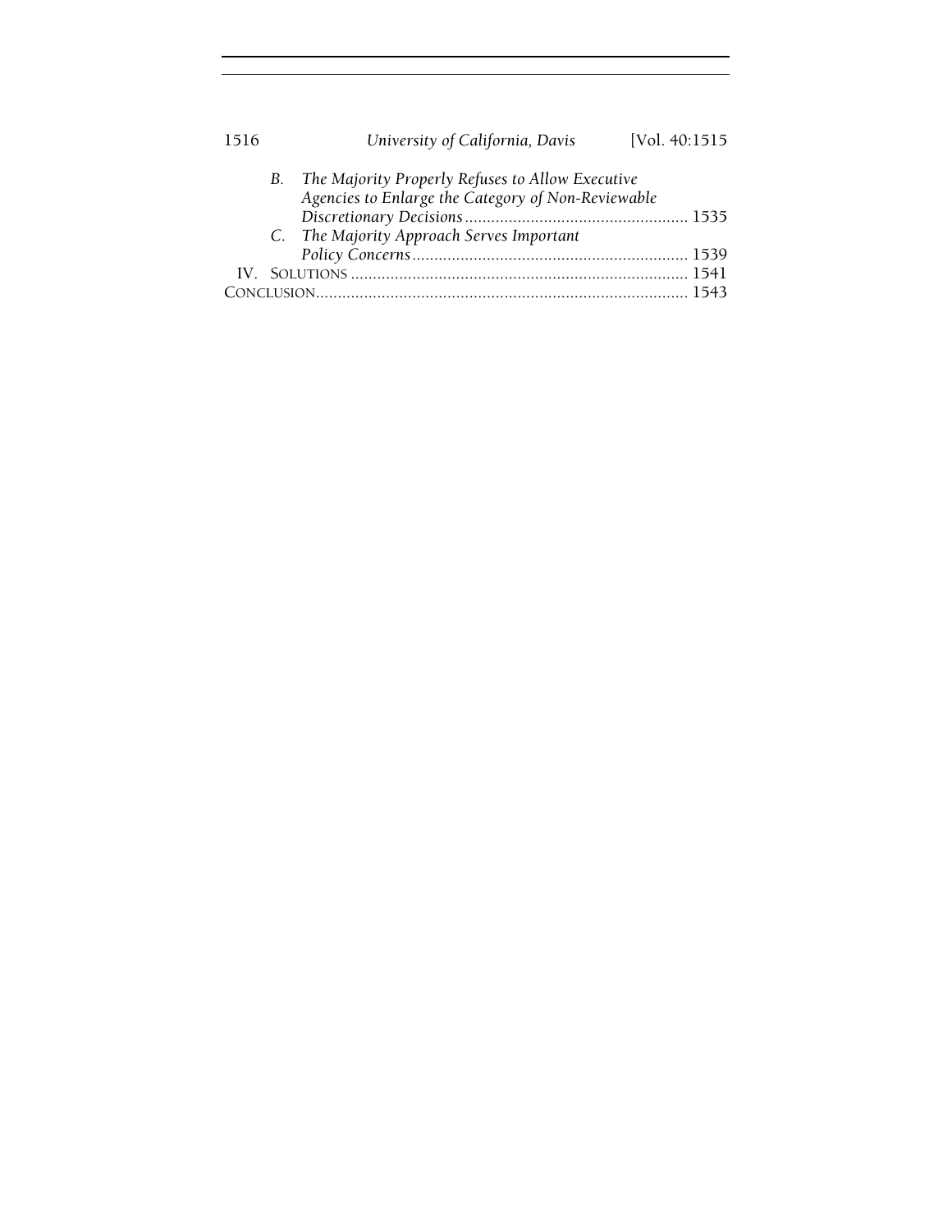B. *The Majority Properly Refuses to Allow Executive Agencies to Enlarge the Category of Non-Reviewable Discretionary Decisions* .................................................. 1535

C. *The Majority Approach Serves Important Policy Concerns* .............................................................. 1539

IV. SOLUTIONS ............................................................................ 1541

CONCLUSION.................................................................................... 1543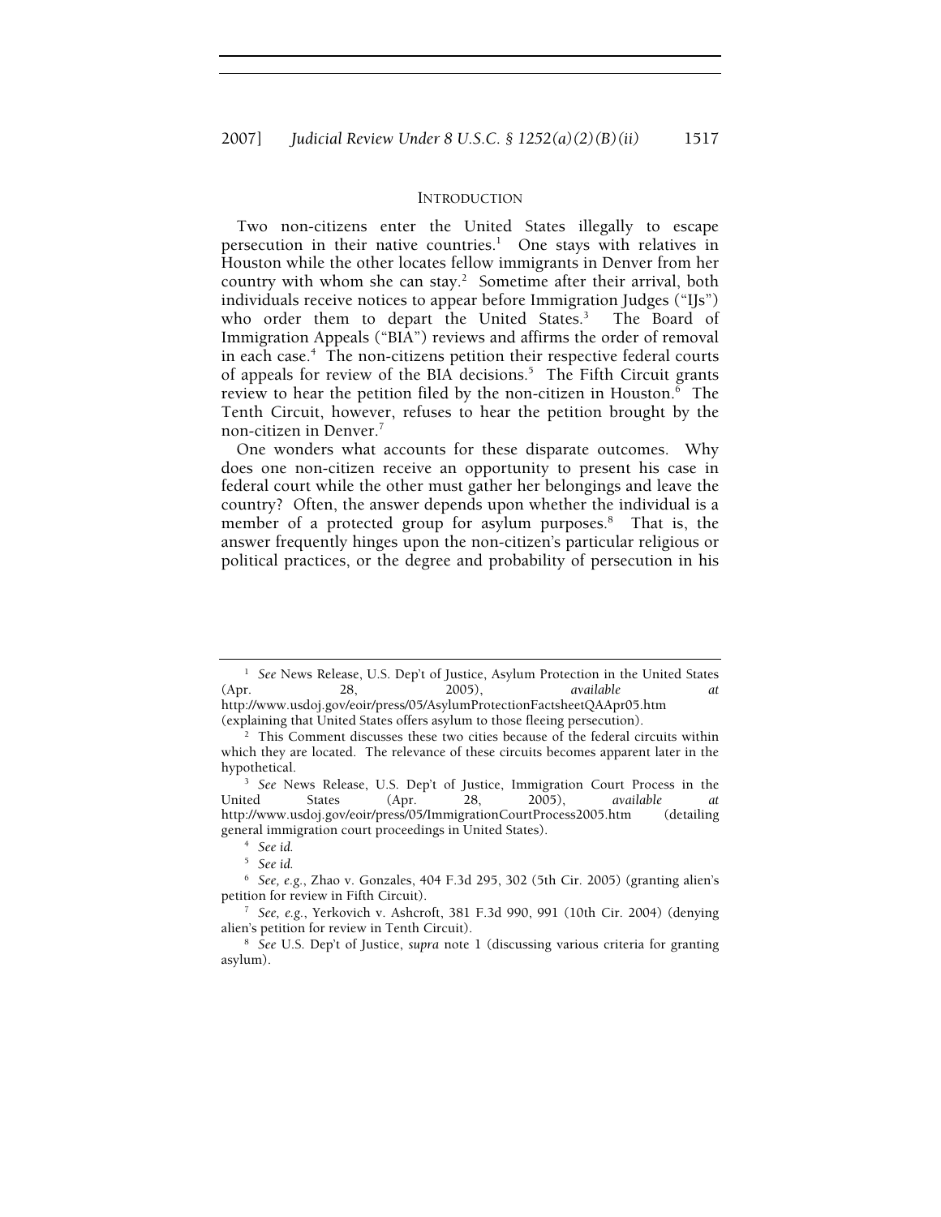## INTRODUCTION

Two non-citizens enter the United States illegally to escape persecution in their native countries.[1] One stays with relatives in Houston while the other locates fellow immigrants in Denver from her country with whom she can stay.[2] Sometime after their arrival, both individuals receive notices to appear before Immigration Judges ("IJs") who order them to depart the United States.[3] The Board of Immigration Appeals ("BIA") reviews and affirms the order of removal in each case.[4] The non-citizens petition their respective federal courts of appeals for review of the BIA decisions.[5] The Fifth Circuit grants review to hear the petition filed by the non-citizen in Houston.[6] The Tenth Circuit, however, refuses to hear the petition brought by the non-citizen in Denver.[7]

One wonders what accounts for these disparate outcomes. Why does one non-citizen receive an opportunity to present his case in federal court while the other must gather her belongings and leave the country? Often, the answer depends upon whether the individual is a member of a protected group for asylum purposes.[8] That is, the answer frequently hinges upon the non-citizen's particular religious or political practices, or the degree and probability of persecution in his

---

[1] *See* News Release, U.S. Dep't of Justice, Asylum Protection in the United States (Apr. 28, 2005), *available at* http://www.usdoj.gov/eoir/press/05/AsylumProtectionFactsheetQAApr05.htm (explaining that United States offers asylum to those fleeing persecution).

[2] This Comment discusses these two cities because of the federal circuits within which they are located. The relevance of these circuits becomes apparent later in the hypothetical.

[3] *See* News Release, U.S. Dep't of Justice, Immigration Court Process in the United States (Apr. 28, 2005), *available at* http://www.usdoj.gov/eoir/press/05/ImmigrationCourtProcess2005.htm (detailing general immigration court proceedings in United States).

[4] *See id.*

[5] *See id.*

[6] *See, e.g.*, Zhao v. Gonzales, 404 F.3d 295, 302 (5th Cir. 2005) (granting alien's petition for review in Fifth Circuit).

[7] *See, e.g.*, Yerkovich v. Ashcroft, 381 F.3d 990, 991 (10th Cir. 2004) (denying alien's petition for review in Tenth Circuit).

[8] *See* U.S. Dep't of Justice, *supra* note 1 (discussing various criteria for granting asylum).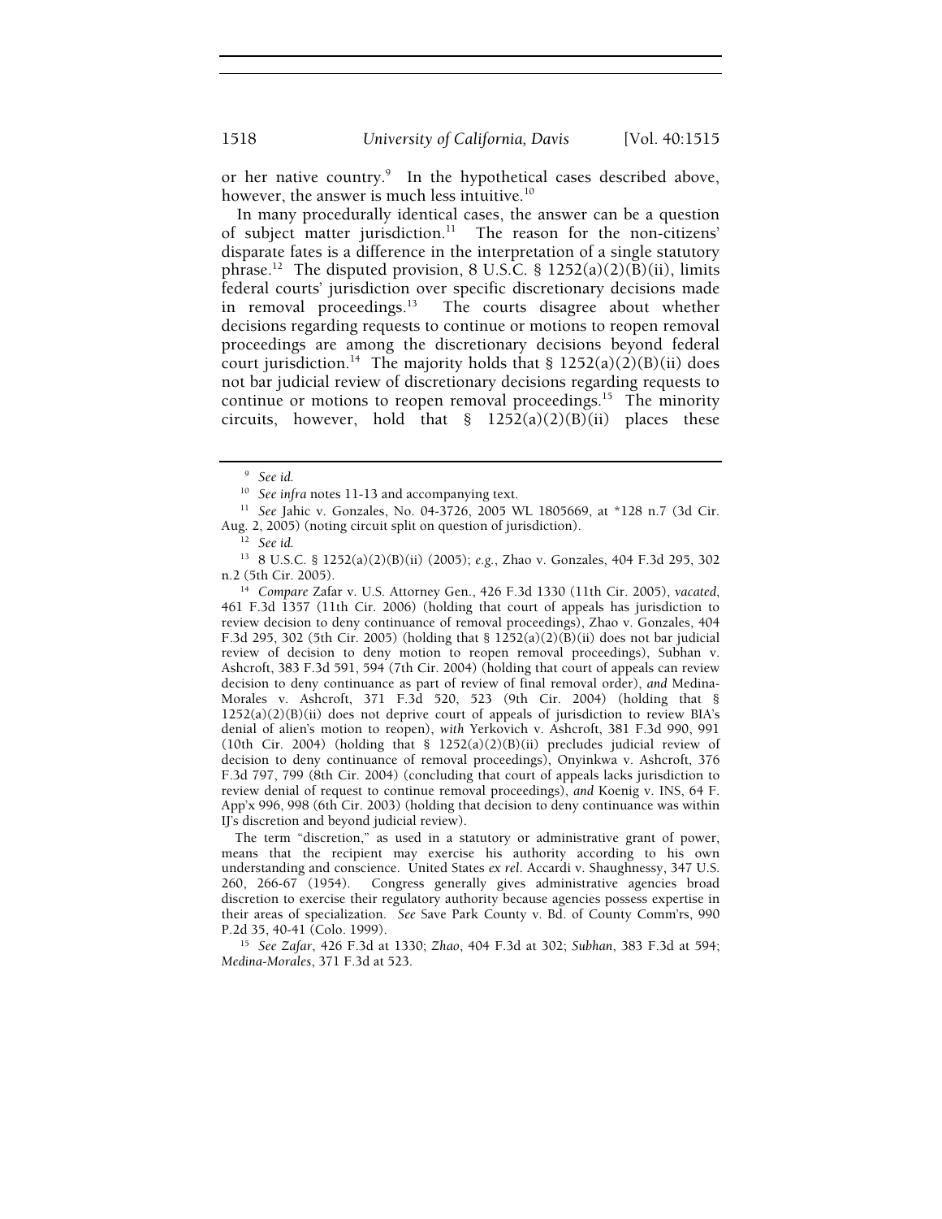or her native country.[9] In the hypothetical cases described above, however, the answer is much less intuitive.[10]

In many procedurally identical cases, the answer can be a question of subject matter jurisdiction.[11] The reason for the non-citizens' disparate fates is a difference in the interpretation of a single statutory phrase.[12] The disputed provision, 8 U.S.C. § 1252(a)(2)(B)(ii), limits federal courts' jurisdiction over specific discretionary decisions made in removal proceedings.[13] The courts disagree about whether decisions regarding requests to continue or motions to reopen removal proceedings are among the discretionary decisions beyond federal court jurisdiction.[14] The majority holds that § 1252(a)(2)(B)(ii) does not bar judicial review of discretionary decisions regarding requests to continue or motions to reopen removal proceedings.[15] The minority circuits, however, hold that § 1252(a)(2)(B)(ii) places these

---

[9] *See id.*

[10] *See infra* notes 11-13 and accompanying text.

[11] *See* Jahic v. Gonzales, No. 04-3726, 2005 WL 1805669, at *128 n.7 (3d Cir. Aug. 2, 2005) (noting circuit split on question of jurisdiction).

[12] *See id.*

[13] 8 U.S.C. § 1252(a)(2)(B)(ii) (2005); *e.g.*, Zhao v. Gonzales, 404 F.3d 295, 302 n.2 (5th Cir. 2005).

[14] *Compare* Zafar v. U.S. Attorney Gen., 426 F.3d 1330 (11th Cir. 2005), *vacated*, 461 F.3d 1357 (11th Cir. 2006) (holding that court of appeals has jurisdiction to review decision to deny continuance of removal proceedings), Zhao v. Gonzales, 404 F.3d 295, 302 (5th Cir. 2005) (holding that § 1252(a)(2)(B)(ii) does not bar judicial review of decision to deny motion to reopen removal proceedings), Subhan v. Ashcroft, 383 F.3d 591, 594 (7th Cir. 2004) (holding that court of appeals can review decision to deny continuance as part of review of final removal order), *and* Medina-Morales v. Ashcroft, 371 F.3d 520, 523 (9th Cir. 2004) (holding that § 1252(a)(2)(B)(ii) does not deprive court of appeals of jurisdiction to review BIA's denial of alien's motion to reopen), *with* Yerkovich v. Ashcroft, 381 F.3d 990, 991 (10th Cir. 2004) (holding that § 1252(a)(2)(B)(ii) precludes judicial review of decision to deny continuance of removal proceedings), Onyinkwa v. Ashcroft, 376 F.3d 797, 799 (8th Cir. 2004) (concluding that court of appeals lacks jurisdiction to review denial of request to continue removal proceedings), *and* Koenig v. INS, 64 F. App'x 996, 998 (6th Cir. 2003) (holding that decision to deny continuance was within IJ's discretion and beyond judicial review).

The term "discretion," as used in a statutory or administrative grant of power, means that the recipient may exercise his authority according to his own understanding and conscience. United States *ex rel.* Accardi v. Shaughnessy, 347 U.S. 260, 266-67 (1954). Congress generally gives administrative agencies broad discretion to exercise their regulatory authority because agencies possess expertise in their areas of specialization. *See* Save Park County v. Bd. of County Comm'rs, 990 P.2d 35, 40-41 (Colo. 1999).

[15] *See Zafar*, 426 F.3d at 1330; *Zhao*, 404 F.3d at 302; *Subhan*, 383 F.3d at 594; *Medina-Morales*, 371 F.3d at 523.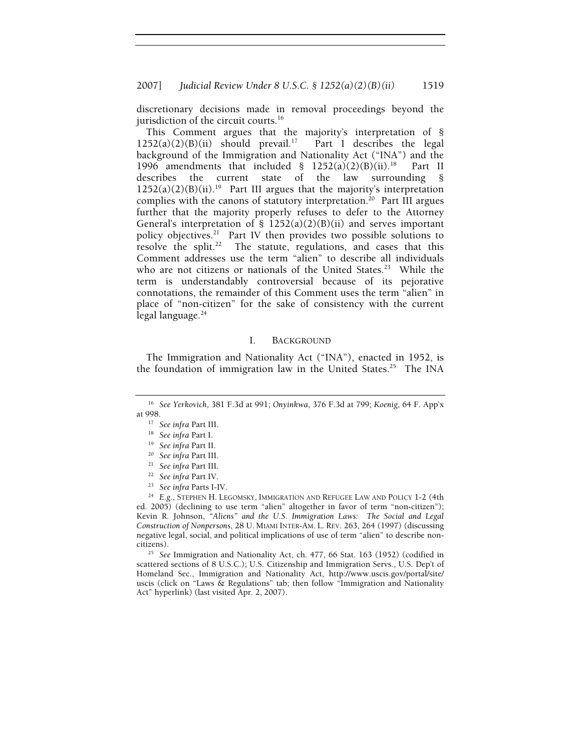discretionary decisions made in removal proceedings beyond the jurisdiction of the circuit courts.[16]

This Comment argues that the majority's interpretation of § 1252(a)(2)(B)(ii) should prevail.[17] Part I describes the legal background of the Immigration and Nationality Act ("INA") and the 1996 amendments that included § 1252(a)(2)(B)(ii).[18] Part II describes the current state of the law surrounding § 1252(a)(2)(B)(ii).[19] Part III argues that the majority's interpretation complies with the canons of statutory interpretation.[20] Part III argues further that the majority properly refuses to defer to the Attorney General's interpretation of § 1252(a)(2)(B)(ii) and serves important policy objectives.[21] Part IV then provides two possible solutions to resolve the split.[22] The statute, regulations, and cases that this Comment addresses use the term "alien" to describe all individuals who are not citizens or nationals of the United States.[23] While the term is understandably controversial because of its pejorative connotations, the remainder of this Comment uses the term "alien" in place of "non-citizen" for the sake of consistency with the current legal language.[24]

## I. BACKGROUND

The Immigration and Nationality Act ("INA"), enacted in 1952, is the foundation of immigration law in the United States.[25] The INA

---

[16] *See Yerkovich*, 381 F.3d at 991; *Onyinkwa*, 376 F.3d at 799; *Koenig*, 64 F. App'x at 998.

[17] *See infra* Part III.

[18] *See infra* Part I.

[19] *See infra* Part II.

[20] *See infra* Part III.

[21] *See infra* Part III.

[22] *See infra* Part IV.

[23] *See infra* Parts I-IV.

[24] *E.g.*, STEPHEN H. LEGOMSKY, IMMIGRATION AND REFUGEE LAW AND POLICY 1-2 (4th ed. 2005) (declining to use term "alien" altogether in favor of term "non-citizen"); Kevin R. Johnson, *"Aliens" and the U.S. Immigration Laws: The Social and Legal Construction of Nonpersons*, 28 U. MIAMI INTER-AM. L. REV. 263, 264 (1997) (discussing negative legal, social, and political implications of use of term "alien" to describe non-citizens).

[25] *See* Immigration and Nationality Act, ch. 477, 66 Stat. 163 (1952) (codified in scattered sections of 8 U.S.C.); U.S. Citizenship and Immigration Servs., U.S. Dep't of Homeland Sec., Immigration and Nationality Act, http://www.uscis.gov/portal/site/uscis (click on "Laws & Regulations" tab; then follow "Immigration and Nationality Act" hyperlink) (last visited Apr. 2, 2007).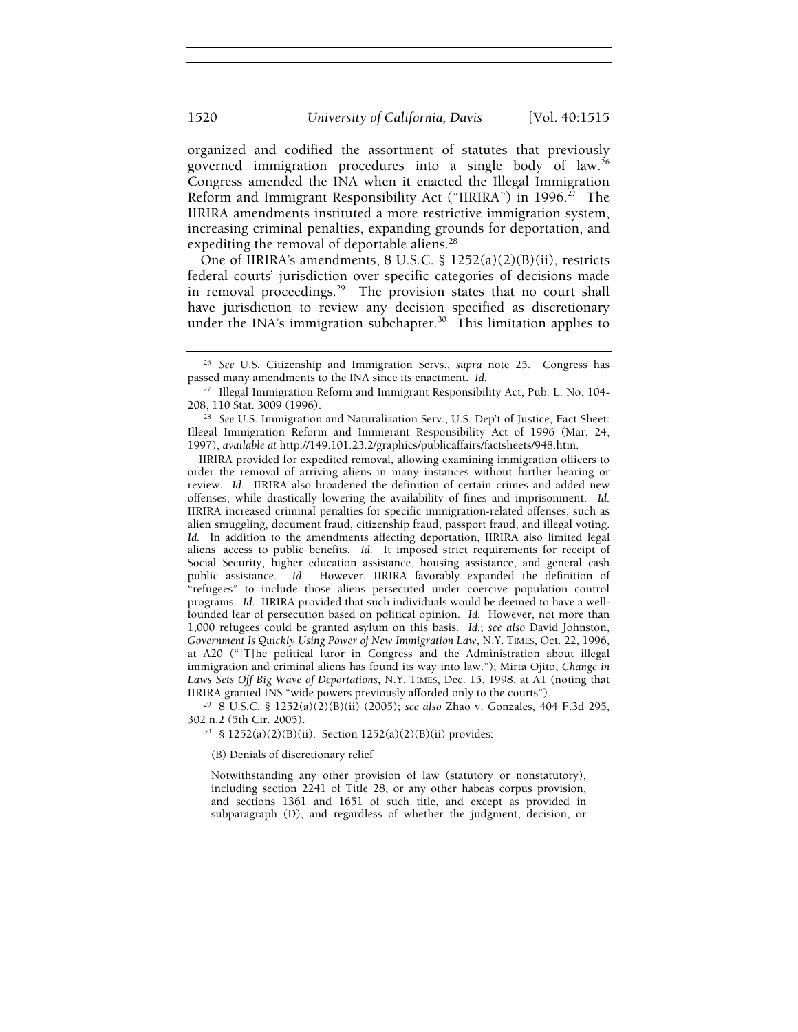organized and codified the assortment of statutes that previously governed immigration procedures into a single body of law.[26] Congress amended the INA when it enacted the Illegal Immigration Reform and Immigrant Responsibility Act ("IIRIRA") in 1996.[27] The IIRIRA amendments instituted a more restrictive immigration system, increasing criminal penalties, expanding grounds for deportation, and expediting the removal of deportable aliens.[28]

One of IIRIRA's amendments, 8 U.S.C. § 1252(a)(2)(B)(ii), restricts federal courts' jurisdiction over specific categories of decisions made in removal proceedings.[29] The provision states that no court shall have jurisdiction to review any decision specified as discretionary under the INA's immigration subchapter.[30] This limitation applies to

---

[26] *See* U.S. Citizenship and Immigration Servs., *supra* note 25. Congress has passed many amendments to the INA since its enactment. *Id.*

[27] Illegal Immigration Reform and Immigrant Responsibility Act, Pub. L. No. 104-208, 110 Stat. 3009 (1996).

[28] *See* U.S. Immigration and Naturalization Serv., U.S. Dep't of Justice, Fact Sheet: Illegal Immigration Reform and Immigrant Responsibility Act of 1996 (Mar. 24, 1997), *available at* http://149.101.23.2/graphics/publicaffairs/factsheets/948.htm.

IIRIRA provided for expedited removal, allowing examining immigration officers to order the removal of arriving aliens in many instances without further hearing or review. *Id.* IIRIRA also broadened the definition of certain crimes and added new offenses, while drastically lowering the availability of fines and imprisonment. *Id.* IIRIRA increased criminal penalties for specific immigration-related offenses, such as alien smuggling, document fraud, citizenship fraud, passport fraud, and illegal voting. *Id.* In addition to the amendments affecting deportation, IIRIRA also limited legal aliens' access to public benefits. *Id.* It imposed strict requirements for receipt of Social Security, higher education assistance, housing assistance, and general cash public assistance. *Id.* However, IIRIRA favorably expanded the definition of "refugees" to include those aliens persecuted under coercive population control programs. *Id.* IIRIRA provided that such individuals would be deemed to have a well-founded fear of persecution based on political opinion. *Id.* However, not more than 1,000 refugees could be granted asylum on this basis. *Id.*; *see also* David Johnston, *Government Is Quickly Using Power of New Immigration Law*, N.Y. TIMES, Oct. 22, 1996, at A20 ("[T]he political furor in Congress and the Administration about illegal immigration and criminal aliens has found its way into law."); Mirta Ojito, *Change in Laws Sets Off Big Wave of Deportations*, N.Y. TIMES, Dec. 15, 1998, at A1 (noting that IIRIRA granted INS "wide powers previously afforded only to the courts").

[29] 8 U.S.C. § 1252(a)(2)(B)(ii) (2005); *see also* Zhao v. Gonzales, 404 F.3d 295, 302 n.2 (5th Cir. 2005).

[30] § 1252(a)(2)(B)(ii). Section 1252(a)(2)(B)(ii) provides:

> (B) Denials of discretionary relief
>
> Notwithstanding any other provision of law (statutory or nonstatutory), including section 2241 of Title 28, or any other habeas corpus provision, and sections 1361 and 1651 of such title, and except as provided in subparagraph (D), and regardless of whether the judgment, decision, or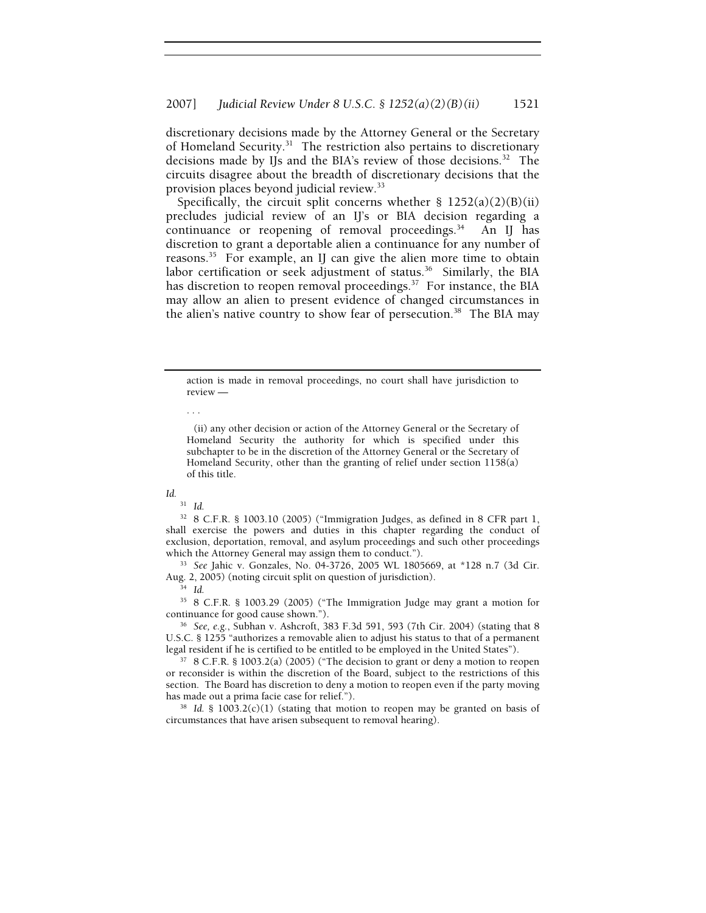discretionary decisions made by the Attorney General or the Secretary of Homeland Security.[31] The restriction also pertains to discretionary decisions made by IJs and the BIA's review of those decisions.[32] The circuits disagree about the breadth of discretionary decisions that the provision places beyond judicial review.[33]

Specifically, the circuit split concerns whether § 1252(a)(2)(B)(ii) precludes judicial review of an IJ's or BIA decision regarding a continuance or reopening of removal proceedings.[34] An IJ has discretion to grant a deportable alien a continuance for any number of reasons.[35] For example, an IJ can give the alien more time to obtain labor certification or seek adjustment of status.[36] Similarly, the BIA has discretion to reopen removal proceedings.[37] For instance, the BIA may allow an alien to present evidence of changed circumstances in the alien's native country to show fear of persecution.[38] The BIA may

---

> action is made in removal proceedings, no court shall have jurisdiction to review —
>
> . . .
>
> (ii) any other decision or action of the Attorney General or the Secretary of Homeland Security the authority for which is specified under this subchapter to be in the discretion of the Attorney General or the Secretary of Homeland Security, other than the granting of relief under section 1158(a) of this title.

*Id.*

[31] *Id.*

[32] 8 C.F.R. § 1003.10 (2005) ("Immigration Judges, as defined in 8 CFR part 1, shall exercise the powers and duties in this chapter regarding the conduct of exclusion, deportation, removal, and asylum proceedings and such other proceedings which the Attorney General may assign them to conduct.").

[33] *See* Jahic v. Gonzales, No. 04-3726, 2005 WL 1805669, at *128 n.7 (3d Cir. Aug. 2, 2005) (noting circuit split on question of jurisdiction).

[34] *Id.*

[35] 8 C.F.R. § 1003.29 (2005) ("The Immigration Judge may grant a motion for continuance for good cause shown.").

[36] *See, e.g.*, Subhan v. Ashcroft, 383 F.3d 591, 593 (7th Cir. 2004) (stating that 8 U.S.C. § 1255 "authorizes a removable alien to adjust his status to that of a permanent legal resident if he is certified to be entitled to be employed in the United States").

[37] 8 C.F.R. § 1003.2(a) (2005) ("The decision to grant or deny a motion to reopen or reconsider is within the discretion of the Board, subject to the restrictions of this section. The Board has discretion to deny a motion to reopen even if the party moving has made out a prima facie case for relief.").

[38] *Id.* § 1003.2(c)(1) (stating that motion to reopen may be granted on basis of circumstances that have arisen subsequent to removal hearing).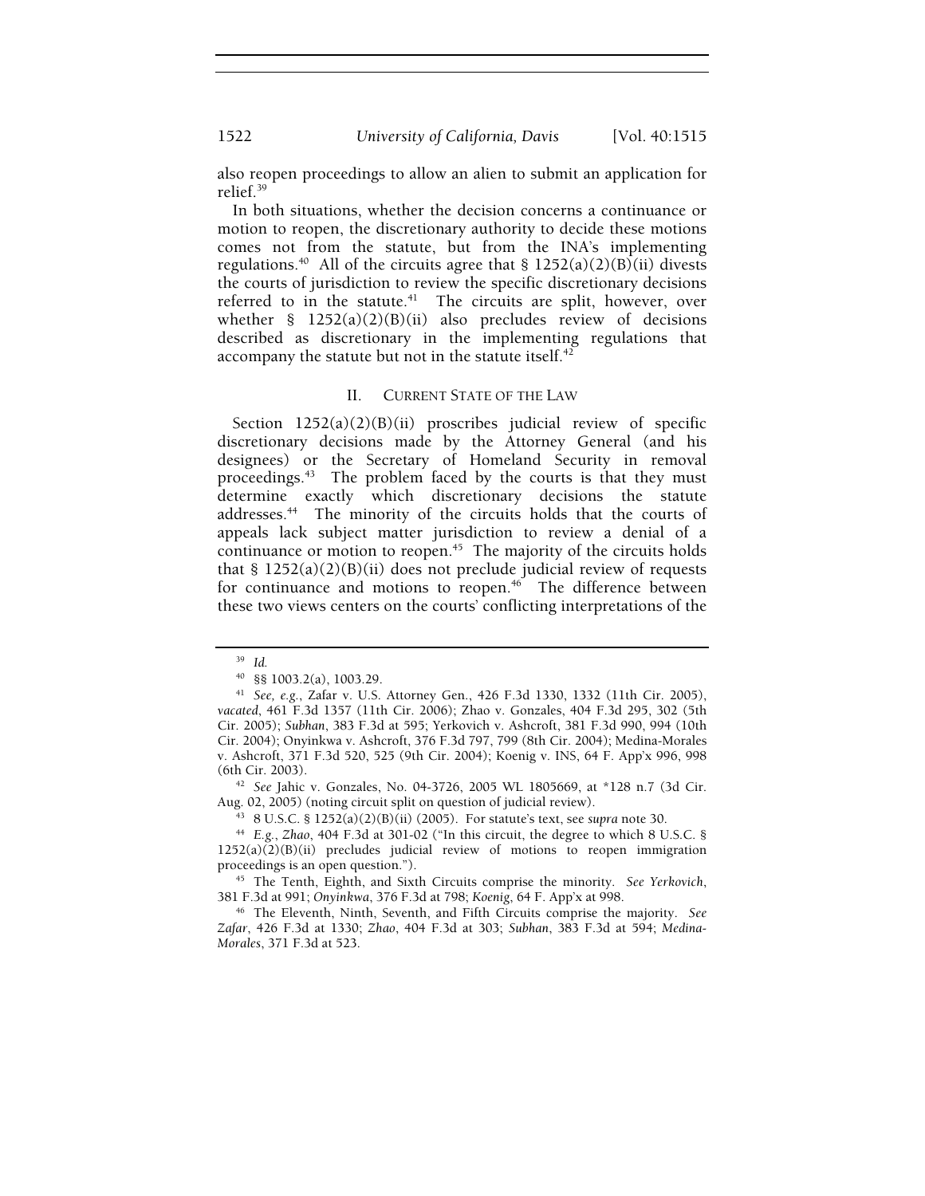also reopen proceedings to allow an alien to submit an application for relief.[39]

In both situations, whether the decision concerns a continuance or motion to reopen, the discretionary authority to decide these motions comes not from the statute, but from the INA's implementing regulations.[40] All of the circuits agree that § 1252(a)(2)(B)(ii) divests the courts of jurisdiction to review the specific discretionary decisions referred to in the statute.[41] The circuits are split, however, over whether § 1252(a)(2)(B)(ii) also precludes review of decisions described as discretionary in the implementing regulations that accompany the statute but not in the statute itself.[42]

## II. CURRENT STATE OF THE LAW

Section 1252(a)(2)(B)(ii) proscribes judicial review of specific discretionary decisions made by the Attorney General (and his designees) or the Secretary of Homeland Security in removal proceedings.[43] The problem faced by the courts is that they must determine exactly which discretionary decisions the statute addresses.[44] The minority of the circuits holds that the courts of appeals lack subject matter jurisdiction to review a denial of a continuance or motion to reopen.[45] The majority of the circuits holds that § 1252(a)(2)(B)(ii) does not preclude judicial review of requests for continuance and motions to reopen.[46] The difference between these two views centers on the courts' conflicting interpretations of the

---

[39] *Id.*

[40] §§ 1003.2(a), 1003.29.

[41] *See, e.g.*, Zafar v. U.S. Attorney Gen., 426 F.3d 1330, 1332 (11th Cir. 2005), *vacated*, 461 F.3d 1357 (11th Cir. 2006); Zhao v. Gonzales, 404 F.3d 295, 302 (5th Cir. 2005); *Subhan*, 383 F.3d at 595; Yerkovich v. Ashcroft, 381 F.3d 990, 994 (10th Cir. 2004); Onyinkwa v. Ashcroft, 376 F.3d 797, 799 (8th Cir. 2004); Medina-Morales v. Ashcroft, 371 F.3d 520, 525 (9th Cir. 2004); Koenig v. INS, 64 F. App'x 996, 998 (6th Cir. 2003).

[42] *See* Jahic v. Gonzales, No. 04-3726, 2005 WL 1805669, at *128 n.7 (3d Cir. Aug. 02, 2005) (noting circuit split on question of judicial review).

[43] 8 U.S.C. § 1252(a)(2)(B)(ii) (2005). For statute's text, see *supra* note 30.

[44] *E.g.*, *Zhao*, 404 F.3d at 301-02 ("In this circuit, the degree to which 8 U.S.C. § 1252(a)(2)(B)(ii) precludes judicial review of motions to reopen immigration proceedings is an open question.").

[45] The Tenth, Eighth, and Sixth Circuits comprise the minority. *See Yerkovich*, 381 F.3d at 991; *Onyinkwa*, 376 F.3d at 798; *Koenig*, 64 F. App'x at 998.

[46] The Eleventh, Ninth, Seventh, and Fifth Circuits comprise the majority. *See Zafar*, 426 F.3d at 1330; *Zhao*, 404 F.3d at 303; *Subhan*, 383 F.3d at 594; *Medina-Morales*, 371 F.3d at 523.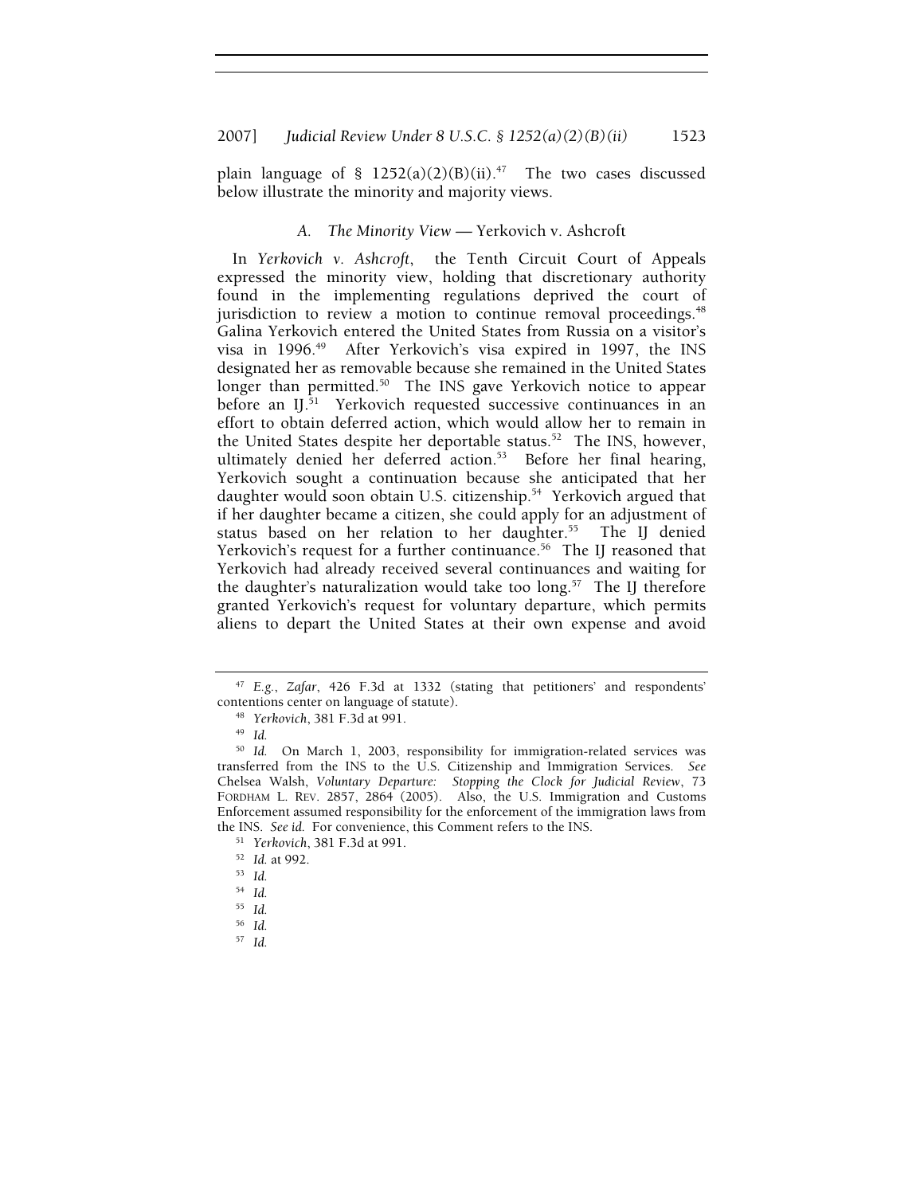plain language of § 1252(a)(2)(B)(ii).[47] The two cases discussed below illustrate the minority and majority views.

### A. *The Minority View* — Yerkovich v. Ashcroft

In *Yerkovich v. Ashcroft*, the Tenth Circuit Court of Appeals expressed the minority view, holding that discretionary authority found in the implementing regulations deprived the court of jurisdiction to review a motion to continue removal proceedings.[48] Galina Yerkovich entered the United States from Russia on a visitor's visa in 1996.[49] After Yerkovich's visa expired in 1997, the INS designated her as removable because she remained in the United States longer than permitted.[50] The INS gave Yerkovich notice to appear before an IJ.[51] Yerkovich requested successive continuances in an effort to obtain deferred action, which would allow her to remain in the United States despite her deportable status.[52] The INS, however, ultimately denied her deferred action.[53] Before her final hearing, Yerkovich sought a continuation because she anticipated that her daughter would soon obtain U.S. citizenship.[54] Yerkovich argued that if her daughter became a citizen, she could apply for an adjustment of status based on her relation to her daughter.[55] The IJ denied Yerkovich's request for a further continuance.[56] The IJ reasoned that Yerkovich had already received several continuances and waiting for the daughter's naturalization would take too long.[57] The IJ therefore granted Yerkovich's request for voluntary departure, which permits aliens to depart the United States at their own expense and avoid

---

[47] *E.g.*, *Zafar*, 426 F.3d at 1332 (stating that petitioners' and respondents' contentions center on language of statute).

[48] *Yerkovich*, 381 F.3d at 991.

[49] *Id.*

[50] *Id.* On March 1, 2003, responsibility for immigration-related services was transferred from the INS to the U.S. Citizenship and Immigration Services. *See* Chelsea Walsh, *Voluntary Departure: Stopping the Clock for Judicial Review*, 73 FORDHAM L. REV. 2857, 2864 (2005). Also, the U.S. Immigration and Customs Enforcement assumed responsibility for the enforcement of the immigration laws from the INS. *See id.* For convenience, this Comment refers to the INS.

[51] *Yerkovich*, 381 F.3d at 991.

[52] *Id.* at 992.

[53] *Id.*

[54] *Id.*

[55] *Id.*

[56] *Id.*

[57] *Id.*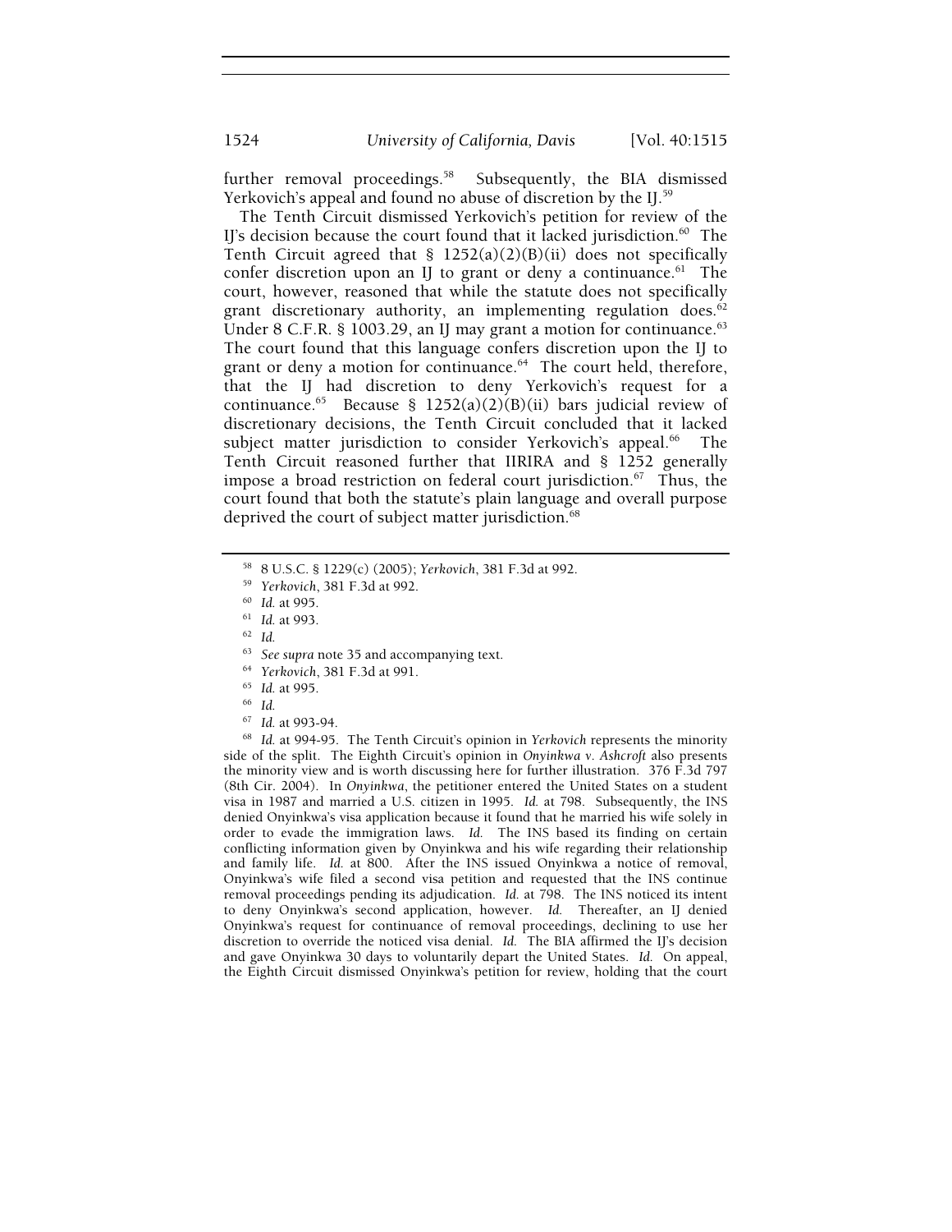further removal proceedings.[58] Subsequently, the BIA dismissed Yerkovich's appeal and found no abuse of discretion by the IJ.[59]

The Tenth Circuit dismissed Yerkovich's petition for review of the IJ's decision because the court found that it lacked jurisdiction.[60] The Tenth Circuit agreed that § 1252(a)(2)(B)(ii) does not specifically confer discretion upon an IJ to grant or deny a continuance.[61] The court, however, reasoned that while the statute does not specifically grant discretionary authority, an implementing regulation does.[62] Under 8 C.F.R. § 1003.29, an IJ may grant a motion for continuance.[63] The court found that this language confers discretion upon the IJ to grant or deny a motion for continuance.[64] The court held, therefore, that the IJ had discretion to deny Yerkovich's request for a continuance.[65] Because § 1252(a)(2)(B)(ii) bars judicial review of discretionary decisions, the Tenth Circuit concluded that it lacked subject matter jurisdiction to consider Yerkovich's appeal.[66] The Tenth Circuit reasoned further that IIRIRA and § 1252 generally impose a broad restriction on federal court jurisdiction.[67] Thus, the court found that both the statute's plain language and overall purpose deprived the court of subject matter jurisdiction.[68]

---

[58] 8 U.S.C. § 1229(c) (2005); *Yerkovich*, 381 F.3d at 992.

[59] *Yerkovich*, 381 F.3d at 992.

[60] *Id.* at 995.

[61] *Id.* at 993.

[62] *Id.*

[63] *See supra* note 35 and accompanying text.

[64] *Yerkovich*, 381 F.3d at 991.

[65] *Id.* at 995.

[66] *Id.*

[67] *Id.* at 993-94.

[68] *Id.* at 994-95. The Tenth Circuit's opinion in *Yerkovich* represents the minority side of the split. The Eighth Circuit's opinion in *Onyinkwa v. Ashcroft* also presents the minority view and is worth discussing here for further illustration. 376 F.3d 797 (8th Cir. 2004). In *Onyinkwa*, the petitioner entered the United States on a student visa in 1987 and married a U.S. citizen in 1995. *Id.* at 798. Subsequently, the INS denied Onyinkwa's visa application because it found that he married his wife solely in order to evade the immigration laws. *Id.* The INS based its finding on certain conflicting information given by Onyinkwa and his wife regarding their relationship and family life. *Id.* at 800. After the INS issued Onyinkwa a notice of removal, Onyinkwa's wife filed a second visa petition and requested that the INS continue removal proceedings pending its adjudication. *Id.* at 798. The INS noticed its intent to deny Onyinkwa's second application, however. *Id.* Thereafter, an IJ denied Onyinkwa's request for continuance of removal proceedings, declining to use her discretion to override the noticed visa denial. *Id.* The BIA affirmed the IJ's decision and gave Onyinkwa 30 days to voluntarily depart the United States. *Id.* On appeal, the Eighth Circuit dismissed Onyinkwa's petition for review, holding that the court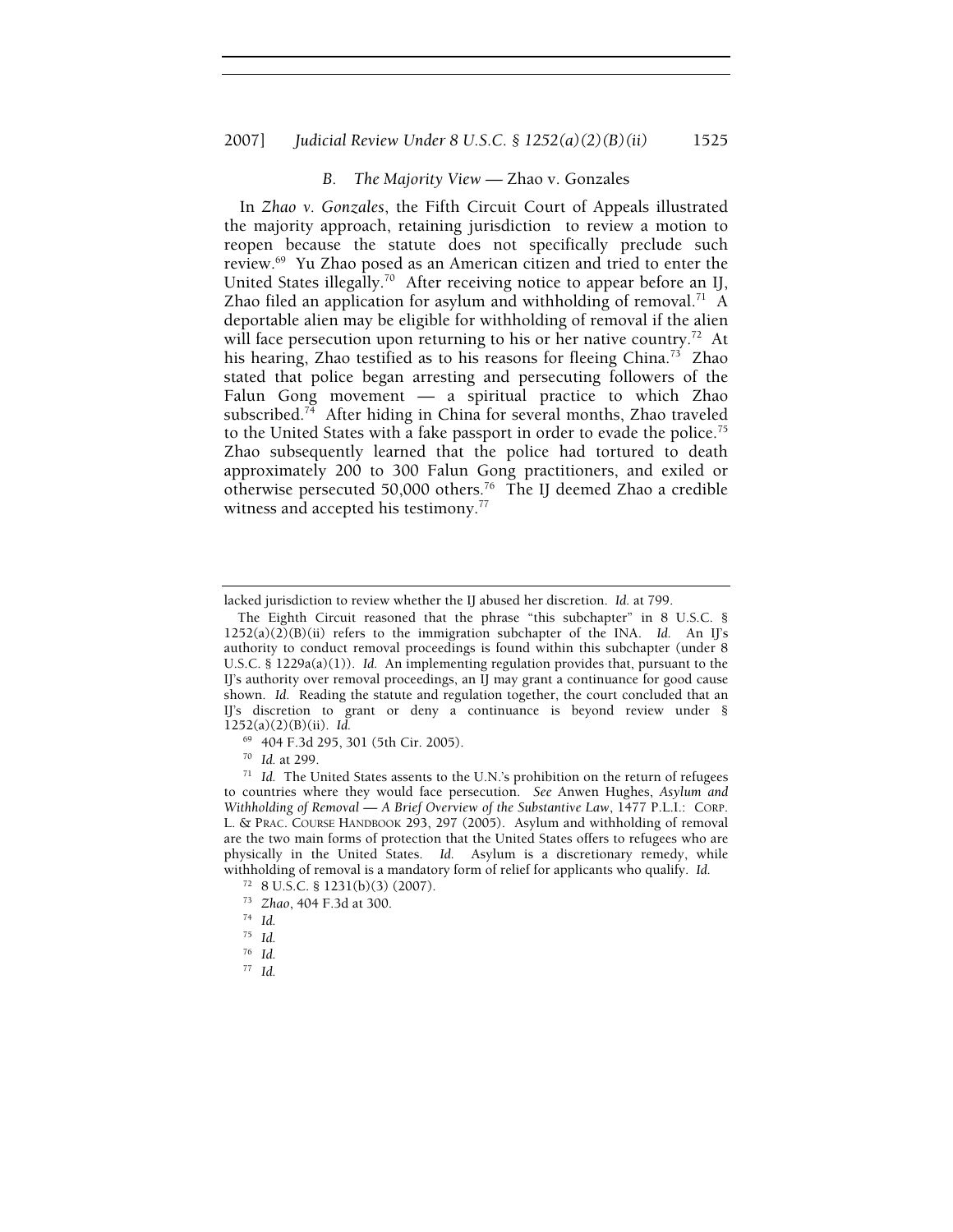### *B. The Majority View* — Zhao v. Gonzales

In *Zhao v. Gonzales*, the Fifth Circuit Court of Appeals illustrated the majority approach, retaining jurisdiction to review a motion to reopen because the statute does not specifically preclude such review.[69] Yu Zhao posed as an American citizen and tried to enter the United States illegally.[70] After receiving notice to appear before an IJ, Zhao filed an application for asylum and withholding of removal.[71] A deportable alien may be eligible for withholding of removal if the alien will face persecution upon returning to his or her native country.[72] At his hearing, Zhao testified as to his reasons for fleeing China.[73] Zhao stated that police began arresting and persecuting followers of the Falun Gong movement — a spiritual practice to which Zhao subscribed.[74] After hiding in China for several months, Zhao traveled to the United States with a fake passport in order to evade the police.[75] Zhao subsequently learned that the police had tortured to death approximately 200 to 300 Falun Gong practitioners, and exiled or otherwise persecuted 50,000 others.[76] The IJ deemed Zhao a credible witness and accepted his testimony.[77]

---

lacked jurisdiction to review whether the IJ abused her discretion. *Id.* at 799.

The Eighth Circuit reasoned that the phrase "this subchapter" in 8 U.S.C. § 1252(a)(2)(B)(ii) refers to the immigration subchapter of the INA. *Id.* An IJ's authority to conduct removal proceedings is found within this subchapter (under 8 U.S.C. § 1229a(a)(1)). *Id.* An implementing regulation provides that, pursuant to the IJ's authority over removal proceedings, an IJ may grant a continuance for good cause shown. *Id.* Reading the statute and regulation together, the court concluded that an IJ's discretion to grant or deny a continuance is beyond review under § 1252(a)(2)(B)(ii). *Id.*

[69] 404 F.3d 295, 301 (5th Cir. 2005).

[70] *Id.* at 299.

[71] *Id.* The United States assents to the U.N.'s prohibition on the return of refugees to countries where they would face persecution. *See* Anwen Hughes, *Asylum and Withholding of Removal — A Brief Overview of the Substantive Law*, 1477 P.L.I.: CORP. L. & PRAC. COURSE HANDBOOK 293, 297 (2005). Asylum and withholding of removal are the two main forms of protection that the United States offers to refugees who are physically in the United States. *Id.* Asylum is a discretionary remedy, while withholding of removal is a mandatory form of relief for applicants who qualify. *Id.*

[72] 8 U.S.C. § 1231(b)(3) (2007).

[73] *Zhao*, 404 F.3d at 300.

[74] *Id.*

[75] *Id.*

[76] *Id.*

[77] *Id.*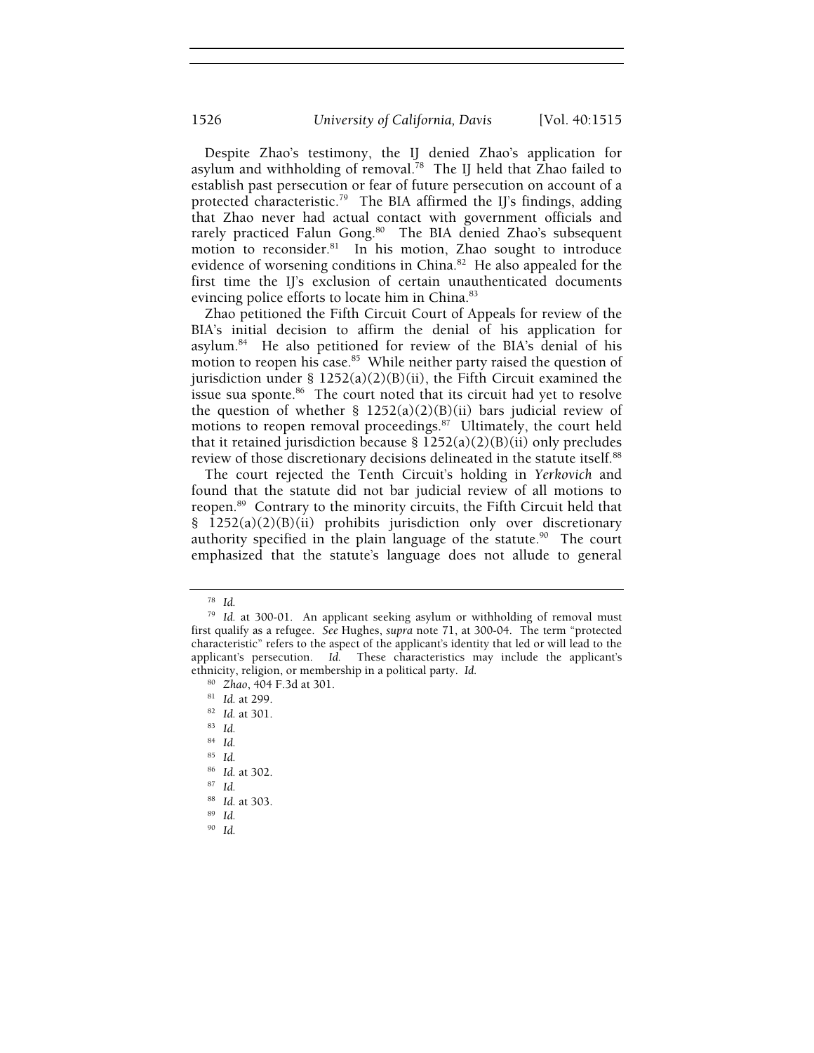Despite Zhao's testimony, the IJ denied Zhao's application for asylum and withholding of removal.[78] The IJ held that Zhao failed to establish past persecution or fear of future persecution on account of a protected characteristic.[79] The BIA affirmed the IJ's findings, adding that Zhao never had actual contact with government officials and rarely practiced Falun Gong.[80] The BIA denied Zhao's subsequent motion to reconsider.[81] In his motion, Zhao sought to introduce evidence of worsening conditions in China.[82] He also appealed for the first time the IJ's exclusion of certain unauthenticated documents evincing police efforts to locate him in China.[83]

Zhao petitioned the Fifth Circuit Court of Appeals for review of the BIA's initial decision to affirm the denial of his application for asylum.[84] He also petitioned for review of the BIA's denial of his motion to reopen his case.[85] While neither party raised the question of jurisdiction under § 1252(a)(2)(B)(ii), the Fifth Circuit examined the issue sua sponte.[86] The court noted that its circuit had yet to resolve the question of whether § 1252(a)(2)(B)(ii) bars judicial review of motions to reopen removal proceedings.[87] Ultimately, the court held that it retained jurisdiction because § 1252(a)(2)(B)(ii) only precludes review of those discretionary decisions delineated in the statute itself.[88]

The court rejected the Tenth Circuit's holding in *Yerkovich* and found that the statute did not bar judicial review of all motions to reopen.[89] Contrary to the minority circuits, the Fifth Circuit held that § 1252(a)(2)(B)(ii) prohibits jurisdiction only over discretionary authority specified in the plain language of the statute.[90] The court emphasized that the statute's language does not allude to general

---

[78] *Id.*

[79] *Id.* at 300-01. An applicant seeking asylum or withholding of removal must first qualify as a refugee. *See* Hughes, *supra* note 71, at 300-04. The term "protected characteristic" refers to the aspect of the applicant's identity that led or will lead to the applicant's persecution. *Id.* These characteristics may include the applicant's ethnicity, religion, or membership in a political party. *Id.*

[80] *Zhao*, 404 F.3d at 301.

[81] *Id.* at 299.

[82] *Id.* at 301.

[83] *Id.*

[84] *Id.*

[85] *Id.*

[86] *Id.* at 302.

[87] *Id.*

[88] *Id.* at 303.

[89] *Id.*

[90] *Id.*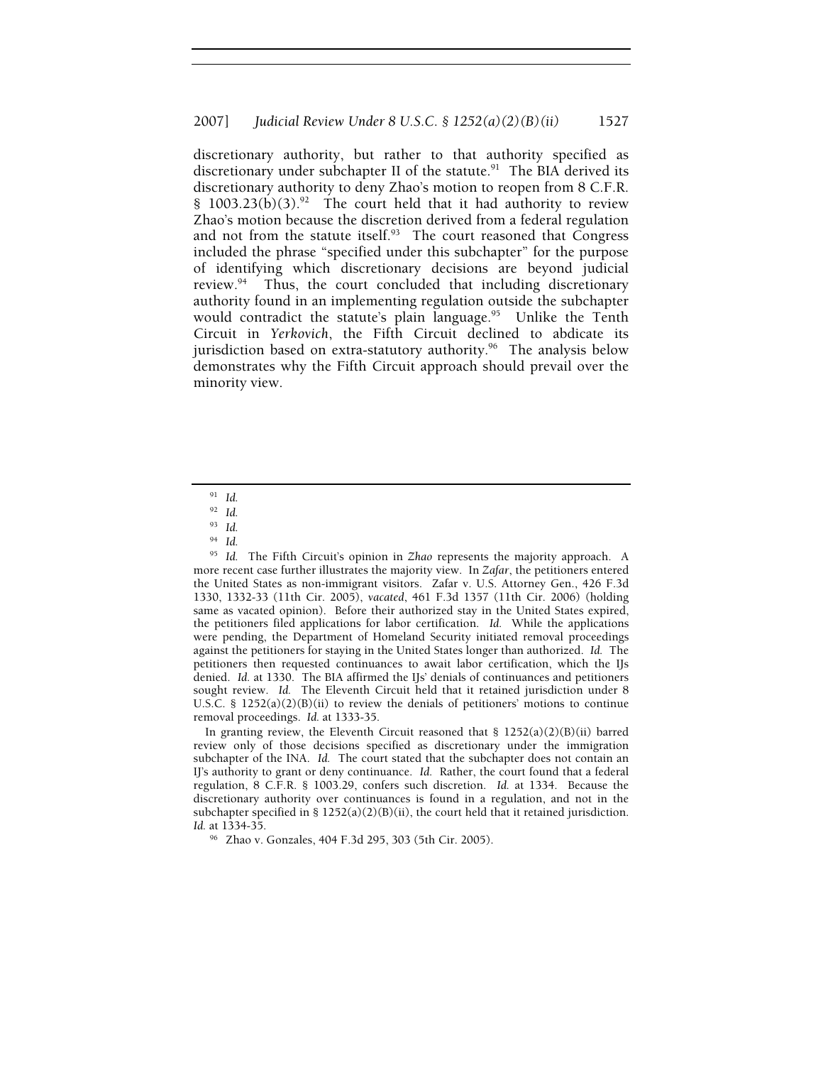discretionary authority, but rather to that authority specified as discretionary under subchapter II of the statute.[91] The BIA derived its discretionary authority to deny Zhao's motion to reopen from 8 C.F.R. § 1003.23(b)(3).[92] The court held that it had authority to review Zhao's motion because the discretion derived from a federal regulation and not from the statute itself.[93] The court reasoned that Congress included the phrase "specified under this subchapter" for the purpose of identifying which discretionary decisions are beyond judicial review.[94] Thus, the court concluded that including discretionary authority found in an implementing regulation outside the subchapter would contradict the statute's plain language.[95] Unlike the Tenth Circuit in *Yerkovich*, the Fifth Circuit declined to abdicate its jurisdiction based on extra-statutory authority.[96] The analysis below demonstrates why the Fifth Circuit approach should prevail over the minority view.

---

[91] *Id.*

[92] *Id.*

[93] *Id.*

[94] *Id.*

[95] *Id.* The Fifth Circuit's opinion in *Zhao* represents the majority approach. A more recent case further illustrates the majority view. In *Zafar*, the petitioners entered the United States as non-immigrant visitors. Zafar v. U.S. Attorney Gen., 426 F.3d 1330, 1332-33 (11th Cir. 2005), *vacated*, 461 F.3d 1357 (11th Cir. 2006) (holding same as vacated opinion). Before their authorized stay in the United States expired, the petitioners filed applications for labor certification. *Id.* While the applications were pending, the Department of Homeland Security initiated removal proceedings against the petitioners for staying in the United States longer than authorized. *Id.* The petitioners then requested continuances to await labor certification, which the IJs denied. *Id.* at 1330. The BIA affirmed the IJs' denials of continuances and petitioners sought review. *Id.* The Eleventh Circuit held that it retained jurisdiction under 8 U.S.C. § 1252(a)(2)(B)(ii) to review the denials of petitioners' motions to continue removal proceedings. *Id.* at 1333-35.

In granting review, the Eleventh Circuit reasoned that § 1252(a)(2)(B)(ii) barred review only of those decisions specified as discretionary under the immigration subchapter of the INA. *Id.* The court stated that the subchapter does not contain an IJ's authority to grant or deny continuance. *Id.* Rather, the court found that a federal regulation, 8 C.F.R. § 1003.29, confers such discretion. *Id.* at 1334. Because the discretionary authority over continuances is found in a regulation, and not in the subchapter specified in § 1252(a)(2)(B)(ii), the court held that it retained jurisdiction. *Id.* at 1334-35.

[96] Zhao v. Gonzales, 404 F.3d 295, 303 (5th Cir. 2005).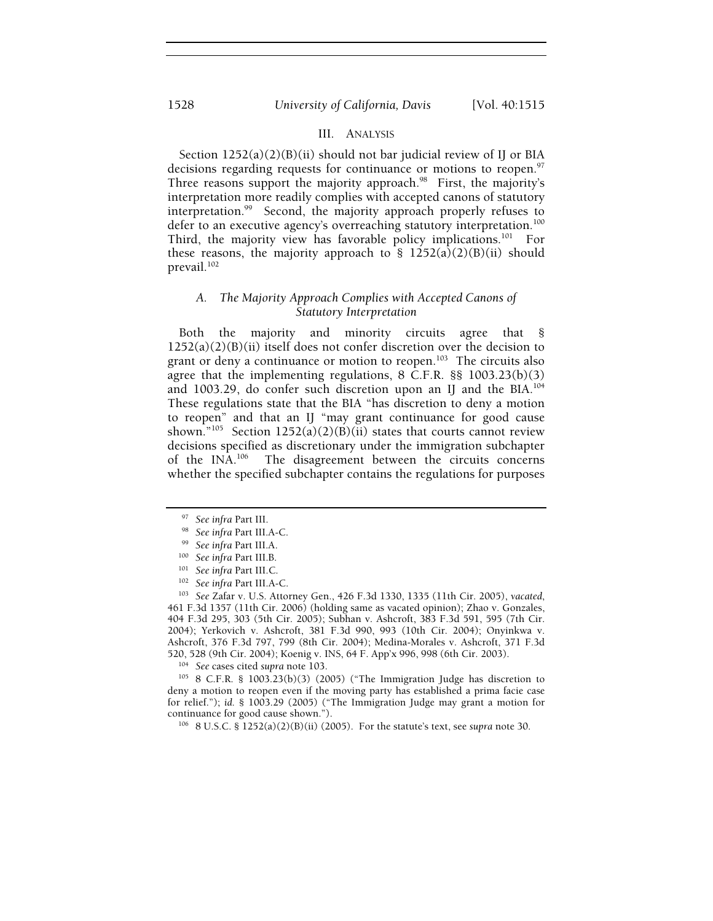## III. ANALYSIS

Section 1252(a)(2)(B)(ii) should not bar judicial review of IJ or BIA decisions regarding requests for continuance or motions to reopen.[97] Three reasons support the majority approach.[98] First, the majority's interpretation more readily complies with accepted canons of statutory interpretation.[99] Second, the majority approach properly refuses to defer to an executive agency's overreaching statutory interpretation.[100] Third, the majority view has favorable policy implications.[101] For these reasons, the majority approach to § 1252(a)(2)(B)(ii) should prevail.[102]

### *A. The Majority Approach Complies with Accepted Canons of Statutory Interpretation*

Both the majority and minority circuits agree that § 1252(a)(2)(B)(ii) itself does not confer discretion over the decision to grant or deny a continuance or motion to reopen.[103] The circuits also agree that the implementing regulations, 8 C.F.R. §§ 1003.23(b)(3) and 1003.29, do confer such discretion upon an IJ and the BIA.[104] These regulations state that the BIA "has discretion to deny a motion to reopen" and that an IJ "may grant continuance for good cause shown."[105] Section 1252(a)(2)(B)(ii) states that courts cannot review decisions specified as discretionary under the immigration subchapter of the INA.[106] The disagreement between the circuits concerns whether the specified subchapter contains the regulations for purposes

---

[97] *See infra* Part III.

[98] *See infra* Part III.A-C.

[99] *See infra* Part III.A.

[100] *See infra* Part III.B.

[101] *See infra* Part III.C.

[102] *See infra* Part III.A-C.

[103] *See* Zafar v. U.S. Attorney Gen., 426 F.3d 1330, 1335 (11th Cir. 2005), *vacated*, 461 F.3d 1357 (11th Cir. 2006) (holding same as vacated opinion); Zhao v. Gonzales, 404 F.3d 295, 303 (5th Cir. 2005); Subhan v. Ashcroft, 383 F.3d 591, 595 (7th Cir. 2004); Yerkovich v. Ashcroft, 381 F.3d 990, 993 (10th Cir. 2004); Onyinkwa v. Ashcroft, 376 F.3d 797, 799 (8th Cir. 2004); Medina-Morales v. Ashcroft, 371 F.3d 520, 528 (9th Cir. 2004); Koenig v. INS, 64 F. App'x 996, 998 (6th Cir. 2003).

[104] *See* cases cited *supra* note 103.

[105] 8 C.F.R. § 1003.23(b)(3) (2005) ("The Immigration Judge has discretion to deny a motion to reopen even if the moving party has established a prima facie case for relief."); *id.* § 1003.29 (2005) ("The Immigration Judge may grant a motion for continuance for good cause shown.").

[106] 8 U.S.C. § 1252(a)(2)(B)(ii) (2005). For the statute's text, see *supra* note 30.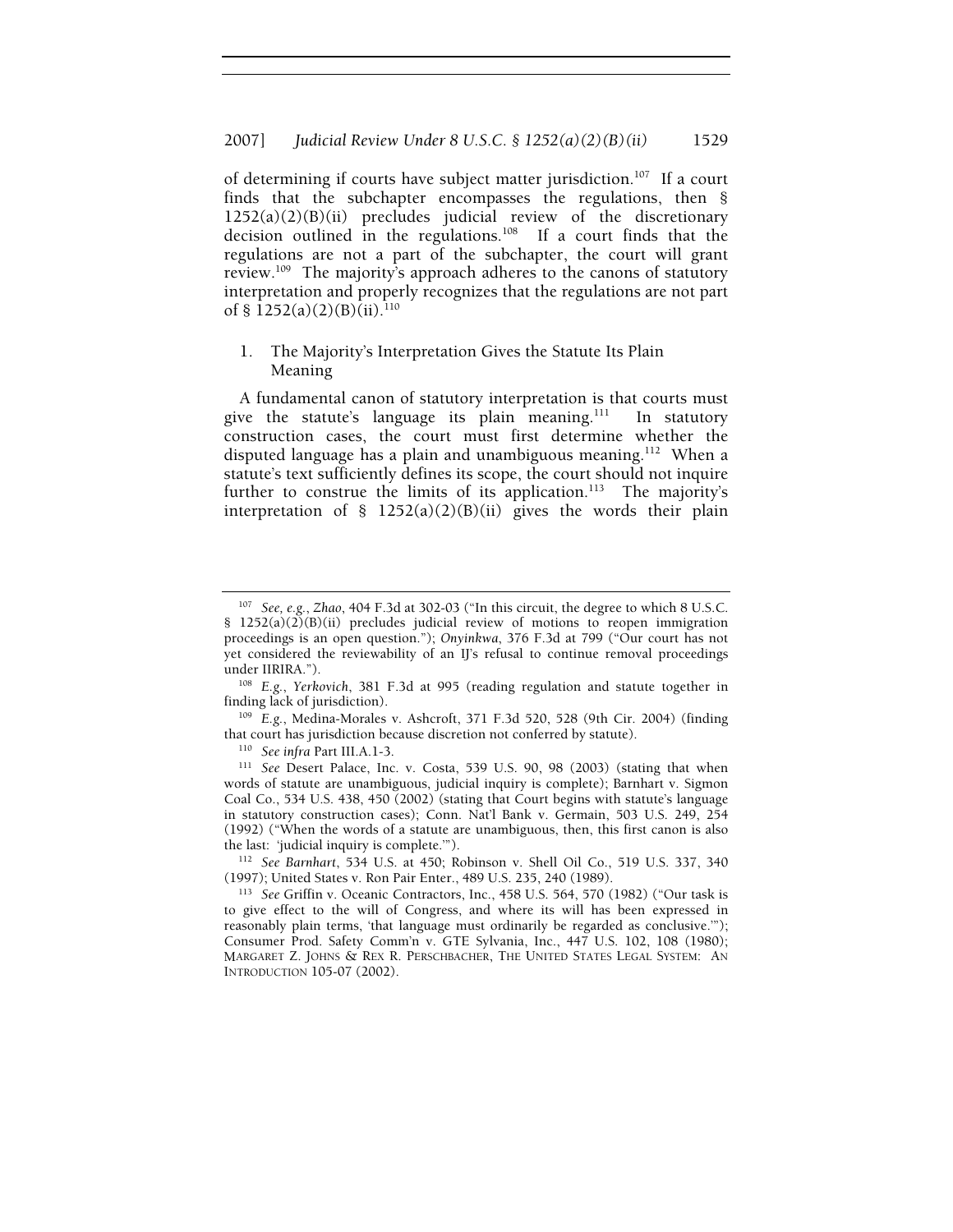of determining if courts have subject matter jurisdiction.[107] If a court finds that the subchapter encompasses the regulations, then § 1252(a)(2)(B)(ii) precludes judicial review of the discretionary decision outlined in the regulations.[108] If a court finds that the regulations are not a part of the subchapter, the court will grant review.[109] The majority's approach adheres to the canons of statutory interpretation and properly recognizes that the regulations are not part of § 1252(a)(2)(B)(ii).[110]

### 1. The Majority's Interpretation Gives the Statute Its Plain Meaning

A fundamental canon of statutory interpretation is that courts must give the statute's language its plain meaning.[111] In statutory construction cases, the court must first determine whether the disputed language has a plain and unambiguous meaning.[112] When a statute's text sufficiently defines its scope, the court should not inquire further to construe the limits of its application.[113] The majority's interpretation of § 1252(a)(2)(B)(ii) gives the words their plain

---

[107] *See, e.g.*, *Zhao*, 404 F.3d at 302-03 ("In this circuit, the degree to which 8 U.S.C. § 1252(a)(2)(B)(ii) precludes judicial review of motions to reopen immigration proceedings is an open question."); *Onyinkwa*, 376 F.3d at 799 ("Our court has not yet considered the reviewability of an IJ's refusal to continue removal proceedings under IIRIRA.").

[108] *E.g.*, *Yerkovich*, 381 F.3d at 995 (reading regulation and statute together in finding lack of jurisdiction).

[109] *E.g.*, Medina-Morales v. Ashcroft, 371 F.3d 520, 528 (9th Cir. 2004) (finding that court has jurisdiction because discretion not conferred by statute).

[110] *See infra* Part III.A.1-3.

[111] *See* Desert Palace, Inc. v. Costa, 539 U.S. 90, 98 (2003) (stating that when words of statute are unambiguous, judicial inquiry is complete); Barnhart v. Sigmon Coal Co., 534 U.S. 438, 450 (2002) (stating that Court begins with statute's language in statutory construction cases); Conn. Nat'l Bank v. Germain, 503 U.S. 249, 254 (1992) ("When the words of a statute are unambiguous, then, this first canon is also the last: 'judicial inquiry is complete.'").

[112] *See Barnhart*, 534 U.S. at 450; Robinson v. Shell Oil Co., 519 U.S. 337, 340 (1997); United States v. Ron Pair Enter., 489 U.S. 235, 240 (1989).

[113] *See* Griffin v. Oceanic Contractors, Inc., 458 U.S. 564, 570 (1982) ("Our task is to give effect to the will of Congress, and where its will has been expressed in reasonably plain terms, 'that language must ordinarily be regarded as conclusive.'"); Consumer Prod. Safety Comm'n v. GTE Sylvania, Inc., 447 U.S. 102, 108 (1980); MARGARET Z. JOHNS & REX R. PERSCHBACHER, THE UNITED STATES LEGAL SYSTEM: AN INTRODUCTION 105-07 (2002).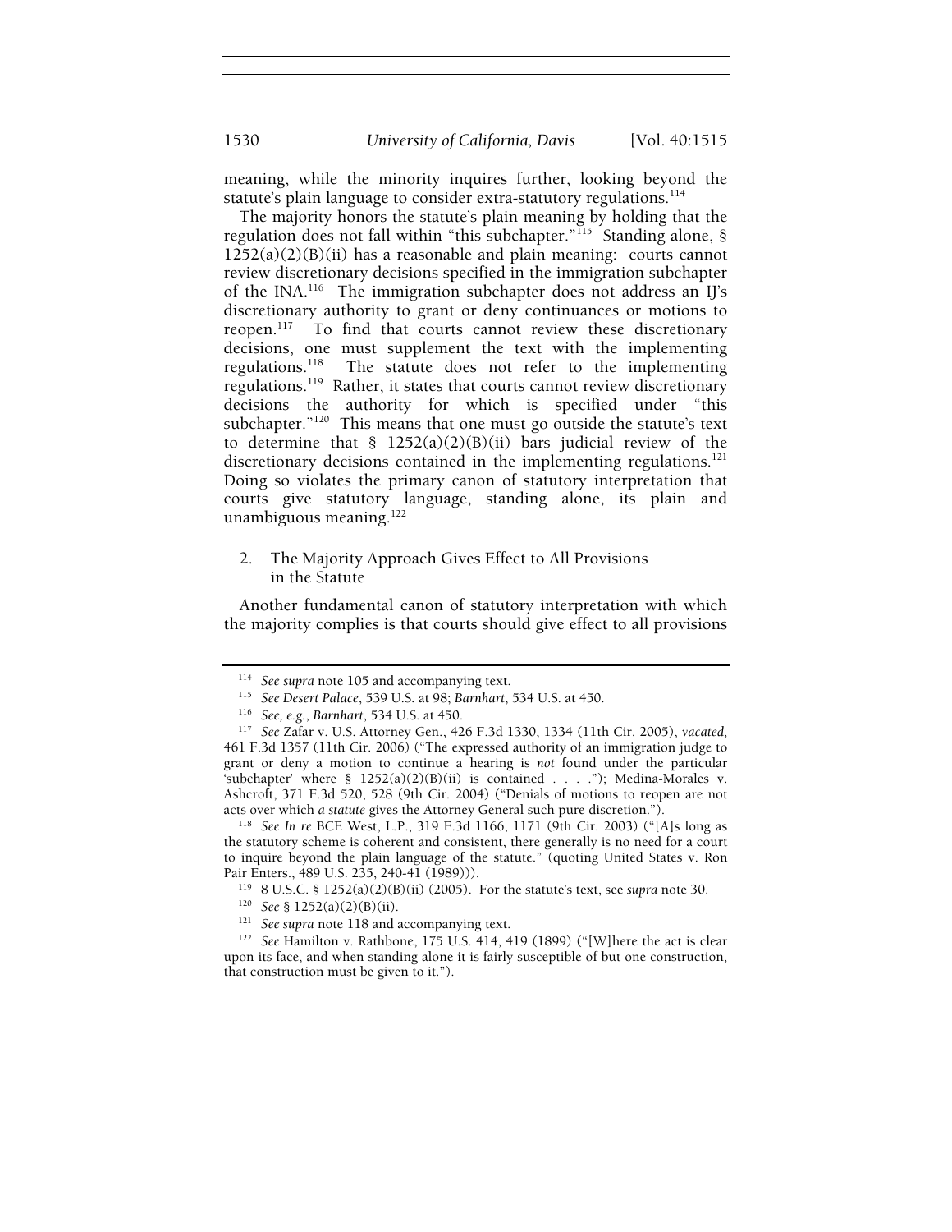meaning, while the minority inquires further, looking beyond the statute's plain language to consider extra-statutory regulations.[114]

The majority honors the statute's plain meaning by holding that the regulation does not fall within "this subchapter."[115] Standing alone, § 1252(a)(2)(B)(ii) has a reasonable and plain meaning: courts cannot review discretionary decisions specified in the immigration subchapter of the INA.[116] The immigration subchapter does not address an IJ's discretionary authority to grant or deny continuances or motions to reopen.[117] To find that courts cannot review these discretionary decisions, one must supplement the text with the implementing regulations.[118] The statute does not refer to the implementing regulations.[119] Rather, it states that courts cannot review discretionary decisions the authority for which is specified under "this subchapter."[120] This means that one must go outside the statute's text to determine that § 1252(a)(2)(B)(ii) bars judicial review of the discretionary decisions contained in the implementing regulations.[121] Doing so violates the primary canon of statutory interpretation that courts give statutory language, standing alone, its plain and unambiguous meaning.[122]

### 2. The Majority Approach Gives Effect to All Provisions in the Statute

Another fundamental canon of statutory interpretation with which the majority complies is that courts should give effect to all provisions

---

[114] *See supra* note 105 and accompanying text.

[115] *See Desert Palace*, 539 U.S. at 98; *Barnhart*, 534 U.S. at 450.

[116] *See, e.g.*, *Barnhart*, 534 U.S. at 450.

[117] *See* Zafar v. U.S. Attorney Gen., 426 F.3d 1330, 1334 (11th Cir. 2005), *vacated*, 461 F.3d 1357 (11th Cir. 2006) ("The expressed authority of an immigration judge to grant or deny a motion to continue a hearing is *not* found under the particular 'subchapter' where § 1252(a)(2)(B)(ii) is contained . . . ."); Medina-Morales v. Ashcroft, 371 F.3d 520, 528 (9th Cir. 2004) ("Denials of motions to reopen are not acts over which *a statute* gives the Attorney General such pure discretion.").

[118] *See In re* BCE West, L.P., 319 F.3d 1166, 1171 (9th Cir. 2003) ("[A]s long as the statutory scheme is coherent and consistent, there generally is no need for a court to inquire beyond the plain language of the statute." (quoting United States v. Ron Pair Enters., 489 U.S. 235, 240-41 (1989))).

[119] 8 U.S.C. § 1252(a)(2)(B)(ii) (2005). For the statute's text, see *supra* note 30.

[120] *See* § 1252(a)(2)(B)(ii).

[121] *See supra* note 118 and accompanying text.

[122] *See* Hamilton v. Rathbone, 175 U.S. 414, 419 (1899) ("[W]here the act is clear upon its face, and when standing alone it is fairly susceptible of but one construction, that construction must be given to it.").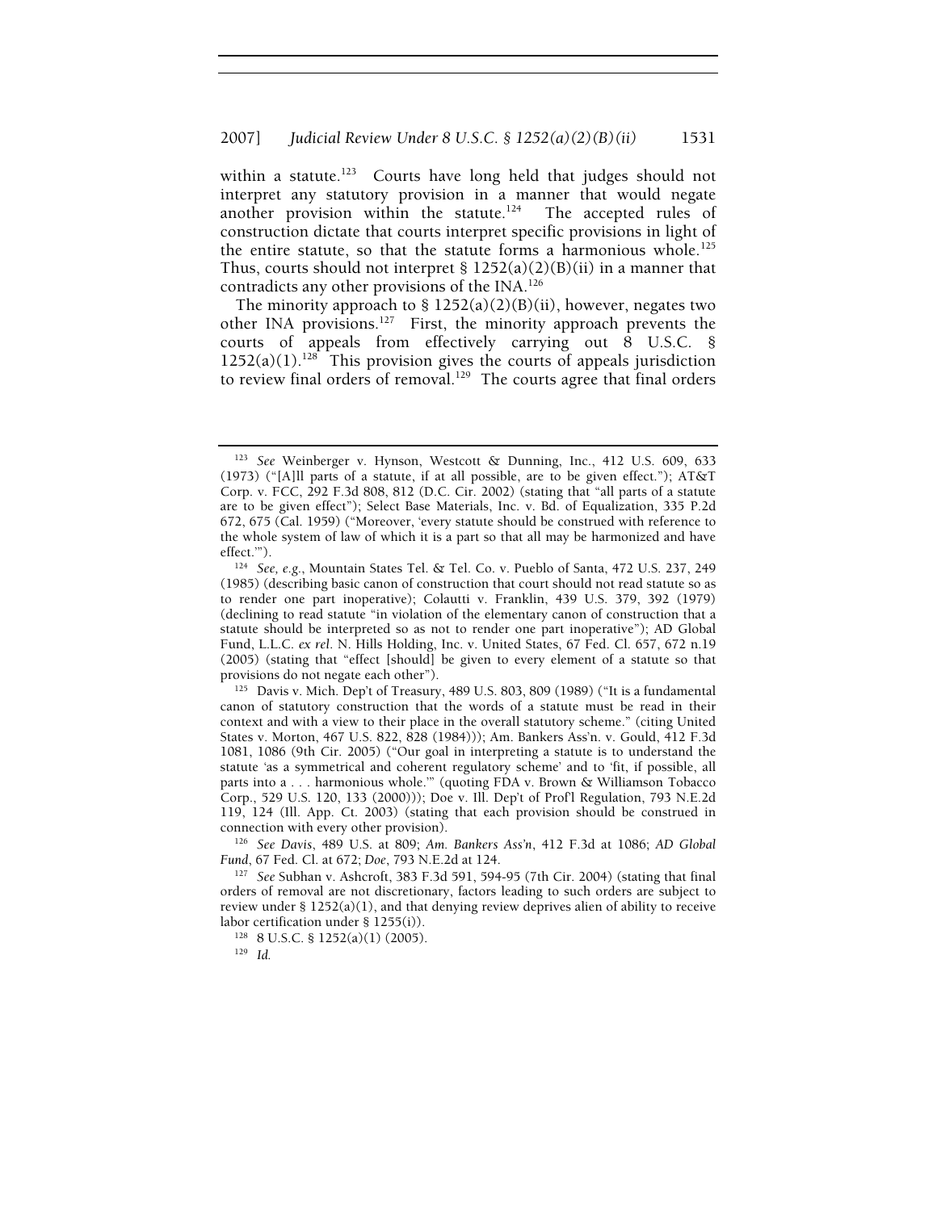within a statute.[123] Courts have long held that judges should not interpret any statutory provision in a manner that would negate another provision within the statute.[124] The accepted rules of construction dictate that courts interpret specific provisions in light of the entire statute, so that the statute forms a harmonious whole.[125] Thus, courts should not interpret § 1252(a)(2)(B)(ii) in a manner that contradicts any other provisions of the INA.[126]

The minority approach to § 1252(a)(2)(B)(ii), however, negates two other INA provisions.[127] First, the minority approach prevents the courts of appeals from effectively carrying out 8 U.S.C. § 1252(a)(1).[128] This provision gives the courts of appeals jurisdiction to review final orders of removal.[129] The courts agree that final orders

---

[123] *See* Weinberger v. Hynson, Westcott & Dunning, Inc., 412 U.S. 609, 633 (1973) ("[A]ll parts of a statute, if at all possible, are to be given effect."); AT&T Corp. v. FCC, 292 F.3d 808, 812 (D.C. Cir. 2002) (stating that "all parts of a statute are to be given effect"); Select Base Materials, Inc. v. Bd. of Equalization, 335 P.2d 672, 675 (Cal. 1959) ("Moreover, 'every statute should be construed with reference to the whole system of law of which it is a part so that all may be harmonized and have effect.'").

[124] *See, e.g.*, Mountain States Tel. & Tel. Co. v. Pueblo of Santa, 472 U.S. 237, 249 (1985) (describing basic canon of construction that court should not read statute so as to render one part inoperative); Colautti v. Franklin, 439 U.S. 379, 392 (1979) (declining to read statute "in violation of the elementary canon of construction that a statute should be interpreted so as not to render one part inoperative"); AD Global Fund, L.L.C. *ex rel.* N. Hills Holding, Inc. v. United States, 67 Fed. Cl. 657, 672 n.19 (2005) (stating that "effect [should] be given to every element of a statute so that provisions do not negate each other").

[125] Davis v. Mich. Dep't of Treasury, 489 U.S. 803, 809 (1989) ("It is a fundamental canon of statutory construction that the words of a statute must be read in their context and with a view to their place in the overall statutory scheme." (citing United States v. Morton, 467 U.S. 822, 828 (1984))); Am. Bankers Ass'n. v. Gould, 412 F.3d 1081, 1086 (9th Cir. 2005) ("Our goal in interpreting a statute is to understand the statute 'as a symmetrical and coherent regulatory scheme' and to 'fit, if possible, all parts into a . . . harmonious whole.'" (quoting FDA v. Brown & Williamson Tobacco Corp., 529 U.S. 120, 133 (2000))); Doe v. Ill. Dep't of Prof'l Regulation, 793 N.E.2d 119, 124 (Ill. App. Ct. 2003) (stating that each provision should be construed in connection with every other provision).

[126] *See Davis*, 489 U.S. at 809; *Am. Bankers Ass'n*, 412 F.3d at 1086; *AD Global Fund*, 67 Fed. Cl. at 672; *Doe*, 793 N.E.2d at 124.

[127] *See* Subhan v. Ashcroft, 383 F.3d 591, 594-95 (7th Cir. 2004) (stating that final orders of removal are not discretionary, factors leading to such orders are subject to review under § 1252(a)(1), and that denying review deprives alien of ability to receive labor certification under § 1255(i)).

[128] 8 U.S.C. § 1252(a)(1) (2005).

[129] *Id.*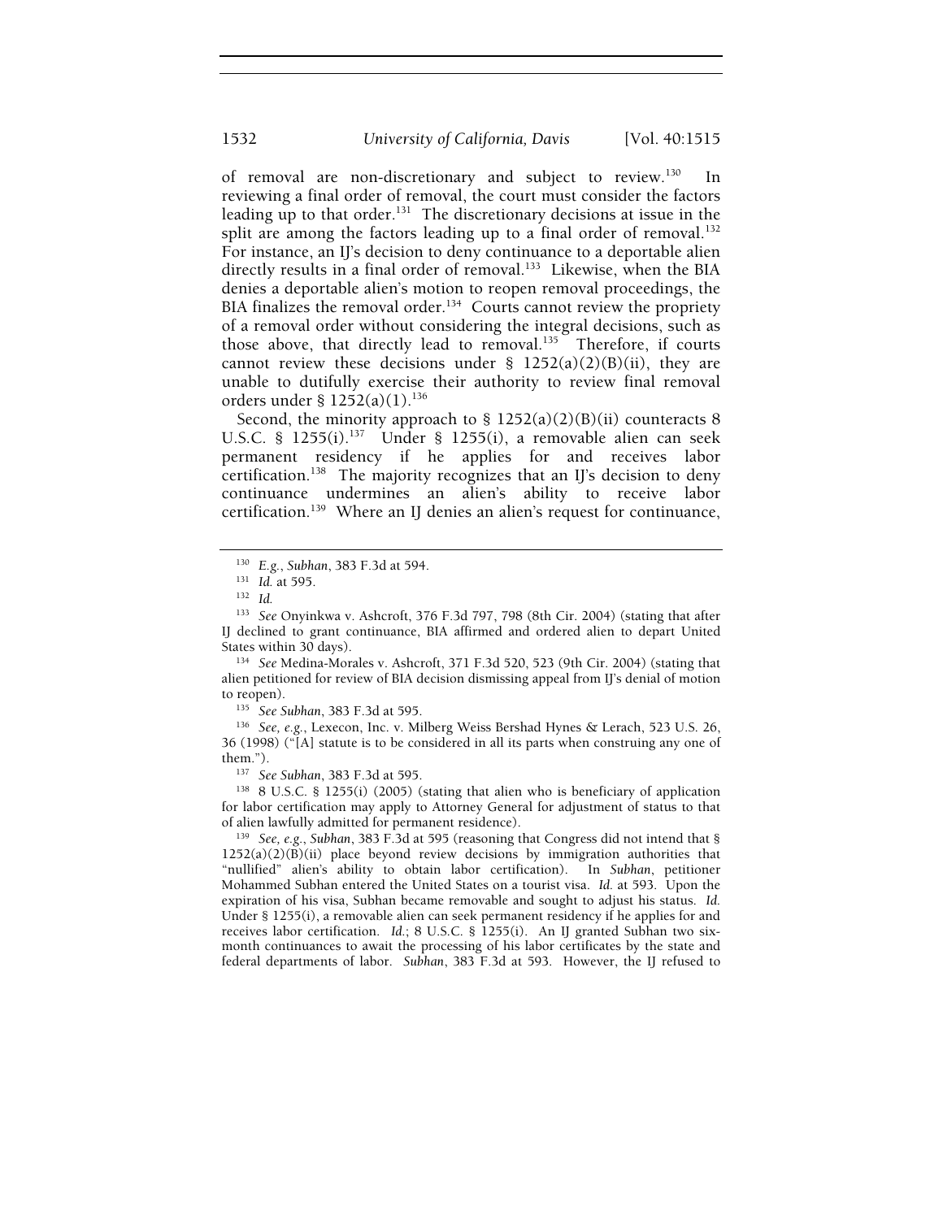of removal are non-discretionary and subject to review.[130] In reviewing a final order of removal, the court must consider the factors leading up to that order.[131] The discretionary decisions at issue in the split are among the factors leading up to a final order of removal.[132] For instance, an IJ's decision to deny continuance to a deportable alien directly results in a final order of removal.[133] Likewise, when the BIA denies a deportable alien's motion to reopen removal proceedings, the BIA finalizes the removal order.[134] Courts cannot review the propriety of a removal order without considering the integral decisions, such as those above, that directly lead to removal.[135] Therefore, if courts cannot review these decisions under § 1252(a)(2)(B)(ii), they are unable to dutifully exercise their authority to review final removal orders under § 1252(a)(1).[136]

Second, the minority approach to § 1252(a)(2)(B)(ii) counteracts 8 U.S.C. § 1255(i).[137] Under § 1255(i), a removable alien can seek permanent residency if he applies for and receives labor certification.[138] The majority recognizes that an IJ's decision to deny continuance undermines an alien's ability to receive labor certification.[139] Where an IJ denies an alien's request for continuance,

---

[130] *E.g.*, *Subhan*, 383 F.3d at 594.

[131] *Id.* at 595.

[132] *Id.*

[133] *See* Onyinkwa v. Ashcroft, 376 F.3d 797, 798 (8th Cir. 2004) (stating that after IJ declined to grant continuance, BIA affirmed and ordered alien to depart United States within 30 days).

[134] *See* Medina-Morales v. Ashcroft, 371 F.3d 520, 523 (9th Cir. 2004) (stating that alien petitioned for review of BIA decision dismissing appeal from IJ's denial of motion to reopen).

[135] *See Subhan*, 383 F.3d at 595.

[136] *See, e.g.*, Lexecon, Inc. v. Milberg Weiss Bershad Hynes & Lerach, 523 U.S. 26, 36 (1998) ("[A] statute is to be considered in all its parts when construing any one of them.").

[137] *See Subhan*, 383 F.3d at 595.

[138] 8 U.S.C. § 1255(i) (2005) (stating that alien who is beneficiary of application for labor certification may apply to Attorney General for adjustment of status to that of alien lawfully admitted for permanent residence).

[139] *See, e.g.*, *Subhan*, 383 F.3d at 595 (reasoning that Congress did not intend that § 1252(a)(2)(B)(ii) place beyond review decisions by immigration authorities that "nullified" alien's ability to obtain labor certification). In *Subhan*, petitioner Mohammed Subhan entered the United States on a tourist visa. *Id.* at 593. Upon the expiration of his visa, Subhan became removable and sought to adjust his status. *Id.* Under § 1255(i), a removable alien can seek permanent residency if he applies for and receives labor certification. *Id.*; 8 U.S.C. § 1255(i). An IJ granted Subhan two six-month continuances to await the processing of his labor certificates by the state and federal departments of labor. *Subhan*, 383 F.3d at 593. However, the IJ refused to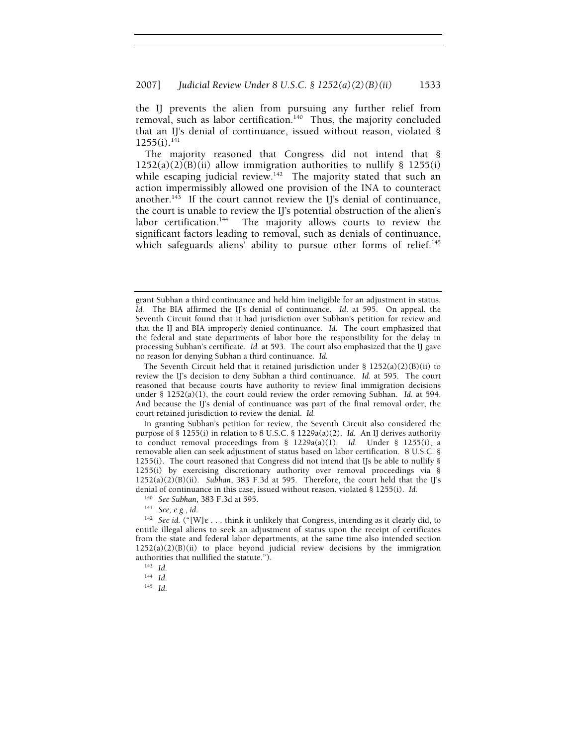the IJ prevents the alien from pursuing any further relief from removal, such as labor certification.[140] Thus, the majority concluded that an IJ's denial of continuance, issued without reason, violated § 1255(i).[141]

The majority reasoned that Congress did not intend that § 1252(a)(2)(B)(ii) allow immigration authorities to nullify § 1255(i) while escaping judicial review.[142] The majority stated that such an action impermissibly allowed one provision of the INA to counteract another.[143] If the court cannot review the IJ's denial of continuance, the court is unable to review the IJ's potential obstruction of the alien's labor certification.[144] The majority allows courts to review the significant factors leading to removal, such as denials of continuance, which safeguards aliens' ability to pursue other forms of relief.[145]

---

grant Subhan a third continuance and held him ineligible for an adjustment in status. *Id.* The BIA affirmed the IJ's denial of continuance. *Id.* at 595. On appeal, the Seventh Circuit found that it had jurisdiction over Subhan's petition for review and that the IJ and BIA improperly denied continuance. *Id.* The court emphasized that the federal and state departments of labor bore the responsibility for the delay in processing Subhan's certificate. *Id.* at 593. The court also emphasized that the IJ gave no reason for denying Subhan a third continuance. *Id.*

The Seventh Circuit held that it retained jurisdiction under § 1252(a)(2)(B)(ii) to review the IJ's decision to deny Subhan a third continuance. *Id.* at 595. The court reasoned that because courts have authority to review final immigration decisions under § 1252(a)(1), the court could review the order removing Subhan. *Id.* at 594. And because the IJ's denial of continuance was part of the final removal order, the court retained jurisdiction to review the denial. *Id.*

In granting Subhan's petition for review, the Seventh Circuit also considered the purpose of § 1255(i) in relation to 8 U.S.C. § 1229a(a)(2). *Id.* An IJ derives authority to conduct removal proceedings from § 1229a(a)(1). *Id.* Under § 1255(i), a removable alien can seek adjustment of status based on labor certification. 8 U.S.C. § 1255(i). The court reasoned that Congress did not intend that IJs be able to nullify § 1255(i) by exercising discretionary authority over removal proceedings via § 1252(a)(2)(B)(ii). *Subhan*, 383 F.3d at 595. Therefore, the court held that the IJ's denial of continuance in this case, issued without reason, violated § 1255(i). *Id.*

[140] *See Subhan*, 383 F.3d at 595.

[141] *See, e.g.*, *id.*

[142] *See id.* ("[W]e . . . think it unlikely that Congress, intending as it clearly did, to entitle illegal aliens to seek an adjustment of status upon the receipt of certificates from the state and federal labor departments, at the same time also intended section 1252(a)(2)(B)(ii) to place beyond judicial review decisions by the immigration authorities that nullified the statute.").

[143] *Id.*

[144] *Id.*

[145] *Id.*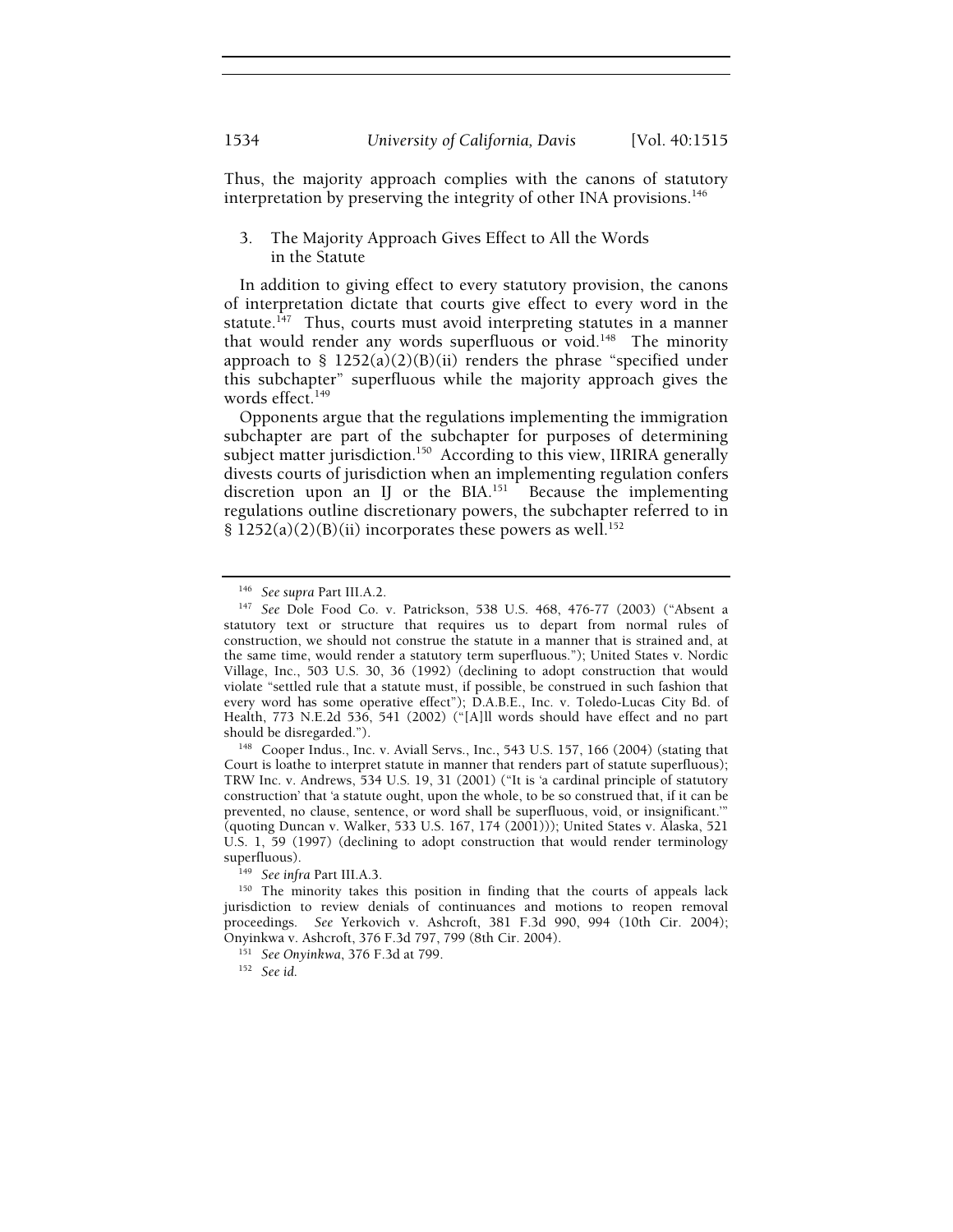Thus, the majority approach complies with the canons of statutory interpretation by preserving the integrity of other INA provisions.[146]

### 3. The Majority Approach Gives Effect to All the Words in the Statute

In addition to giving effect to every statutory provision, the canons of interpretation dictate that courts give effect to every word in the statute.[147] Thus, courts must avoid interpreting statutes in a manner that would render any words superfluous or void.[148] The minority approach to § 1252(a)(2)(B)(ii) renders the phrase "specified under this subchapter" superfluous while the majority approach gives the words effect.[149]

Opponents argue that the regulations implementing the immigration subchapter are part of the subchapter for purposes of determining subject matter jurisdiction.[150] According to this view, IIRIRA generally divests courts of jurisdiction when an implementing regulation confers discretion upon an IJ or the BIA.[151] Because the implementing regulations outline discretionary powers, the subchapter referred to in § 1252(a)(2)(B)(ii) incorporates these powers as well.[152]

---

[146] *See supra* Part III.A.2.

[147] *See* Dole Food Co. v. Patrickson, 538 U.S. 468, 476-77 (2003) ("Absent a statutory text or structure that requires us to depart from normal rules of construction, we should not construe the statute in a manner that is strained and, at the same time, would render a statutory term superfluous."); United States v. Nordic Village, Inc., 503 U.S. 30, 36 (1992) (declining to adopt construction that would violate "settled rule that a statute must, if possible, be construed in such fashion that every word has some operative effect"); D.A.B.E., Inc. v. Toledo-Lucas City Bd. of Health, 773 N.E.2d 536, 541 (2002) ("[A]ll words should have effect and no part should be disregarded.").

[148] Cooper Indus., Inc. v. Aviall Servs., Inc., 543 U.S. 157, 166 (2004) (stating that Court is loathe to interpret statute in manner that renders part of statute superfluous); TRW Inc. v. Andrews, 534 U.S. 19, 31 (2001) ("It is 'a cardinal principle of statutory construction' that 'a statute ought, upon the whole, to be so construed that, if it can be prevented, no clause, sentence, or word shall be superfluous, void, or insignificant.'" (quoting Duncan v. Walker, 533 U.S. 167, 174 (2001))); United States v. Alaska, 521 U.S. 1, 59 (1997) (declining to adopt construction that would render terminology superfluous).

[149] *See infra* Part III.A.3.

[150] The minority takes this position in finding that the courts of appeals lack jurisdiction to review denials of continuances and motions to reopen removal proceedings. *See* Yerkovich v. Ashcroft, 381 F.3d 990, 994 (10th Cir. 2004); Onyinkwa v. Ashcroft, 376 F.3d 797, 799 (8th Cir. 2004).

[151] *See Onyinkwa*, 376 F.3d at 799.

[152] *See id.*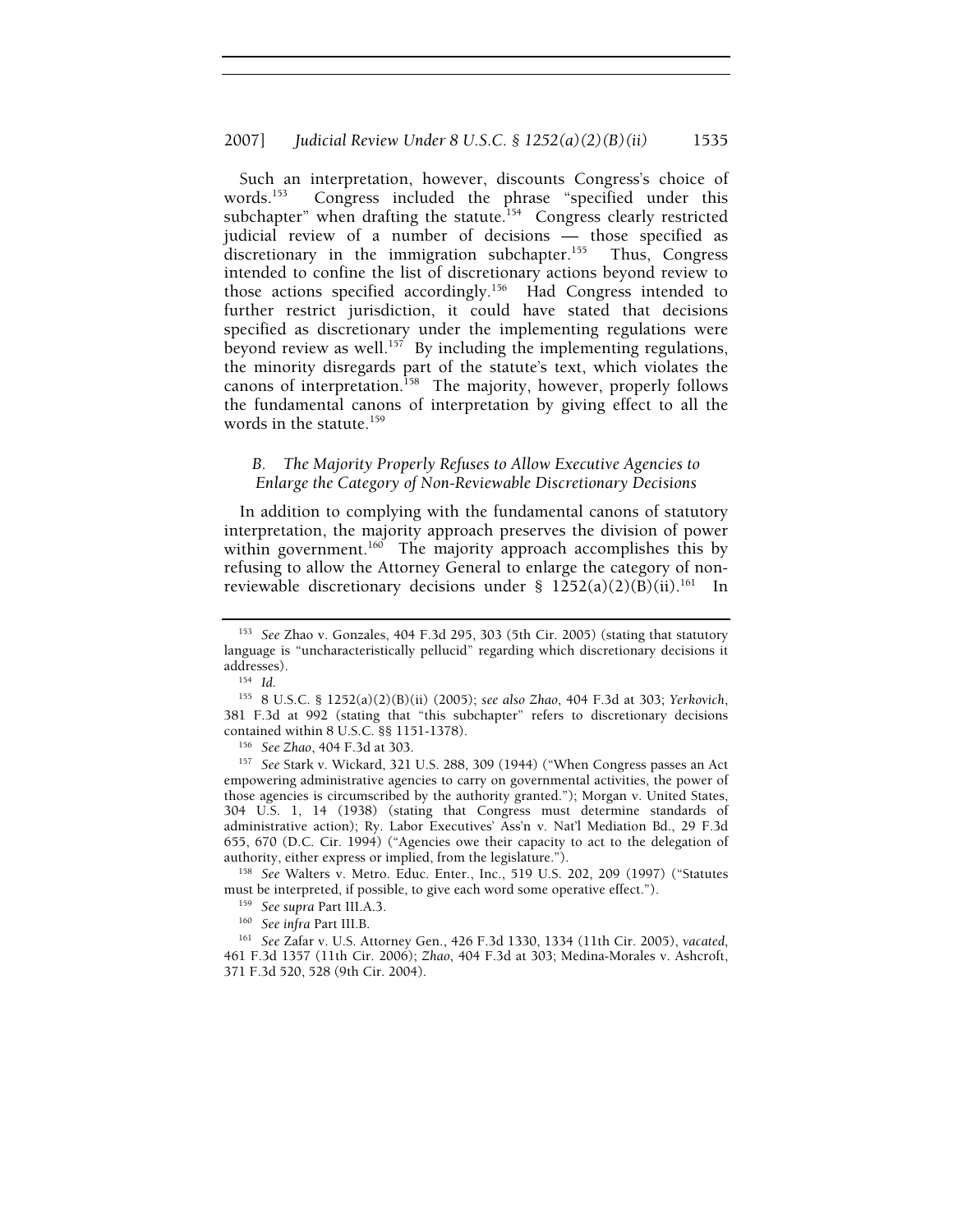Such an interpretation, however, discounts Congress's choice of words.[153] Congress included the phrase "specified under this subchapter" when drafting the statute.[154] Congress clearly restricted judicial review of a number of decisions — those specified as discretionary in the immigration subchapter.[155] Thus, Congress intended to confine the list of discretionary actions beyond review to those actions specified accordingly.[156] Had Congress intended to further restrict jurisdiction, it could have stated that decisions specified as discretionary under the implementing regulations were beyond review as well.[157] By including the implementing regulations, the minority disregards part of the statute's text, which violates the canons of interpretation.[158] The majority, however, properly follows the fundamental canons of interpretation by giving effect to all the words in the statute.[159]

### *B. The Majority Properly Refuses to Allow Executive Agencies to Enlarge the Category of Non-Reviewable Discretionary Decisions*

In addition to complying with the fundamental canons of statutory interpretation, the majority approach preserves the division of power within government.[160] The majority approach accomplishes this by refusing to allow the Attorney General to enlarge the category of non-reviewable discretionary decisions under § 1252(a)(2)(B)(ii).[161] In

---

[153] *See* Zhao v. Gonzales, 404 F.3d 295, 303 (5th Cir. 2005) (stating that statutory language is "uncharacteristically pellucid" regarding which discretionary decisions it addresses).

[154] *Id.*

[155] 8 U.S.C. § 1252(a)(2)(B)(ii) (2005); *see also Zhao*, 404 F.3d at 303; *Yerkovich*, 381 F.3d at 992 (stating that "this subchapter" refers to discretionary decisions contained within 8 U.S.C. §§ 1151-1378).

[156] *See Zhao*, 404 F.3d at 303.

[157] *See* Stark v. Wickard, 321 U.S. 288, 309 (1944) ("When Congress passes an Act empowering administrative agencies to carry on governmental activities, the power of those agencies is circumscribed by the authority granted."); Morgan v. United States, 304 U.S. 1, 14 (1938) (stating that Congress must determine standards of administrative action); Ry. Labor Executives' Ass'n v. Nat'l Mediation Bd., 29 F.3d 655, 670 (D.C. Cir. 1994) ("Agencies owe their capacity to act to the delegation of authority, either express or implied, from the legislature.").

[158] *See* Walters v. Metro. Educ. Enter., Inc., 519 U.S. 202, 209 (1997) ("Statutes must be interpreted, if possible, to give each word some operative effect.").

[159] *See supra* Part III.A.3.

[160] *See infra* Part III.B.

[161] *See* Zafar v. U.S. Attorney Gen., 426 F.3d 1330, 1334 (11th Cir. 2005), *vacated*, 461 F.3d 1357 (11th Cir. 2006); *Zhao*, 404 F.3d at 303; Medina-Morales v. Ashcroft, 371 F.3d 520, 528 (9th Cir. 2004).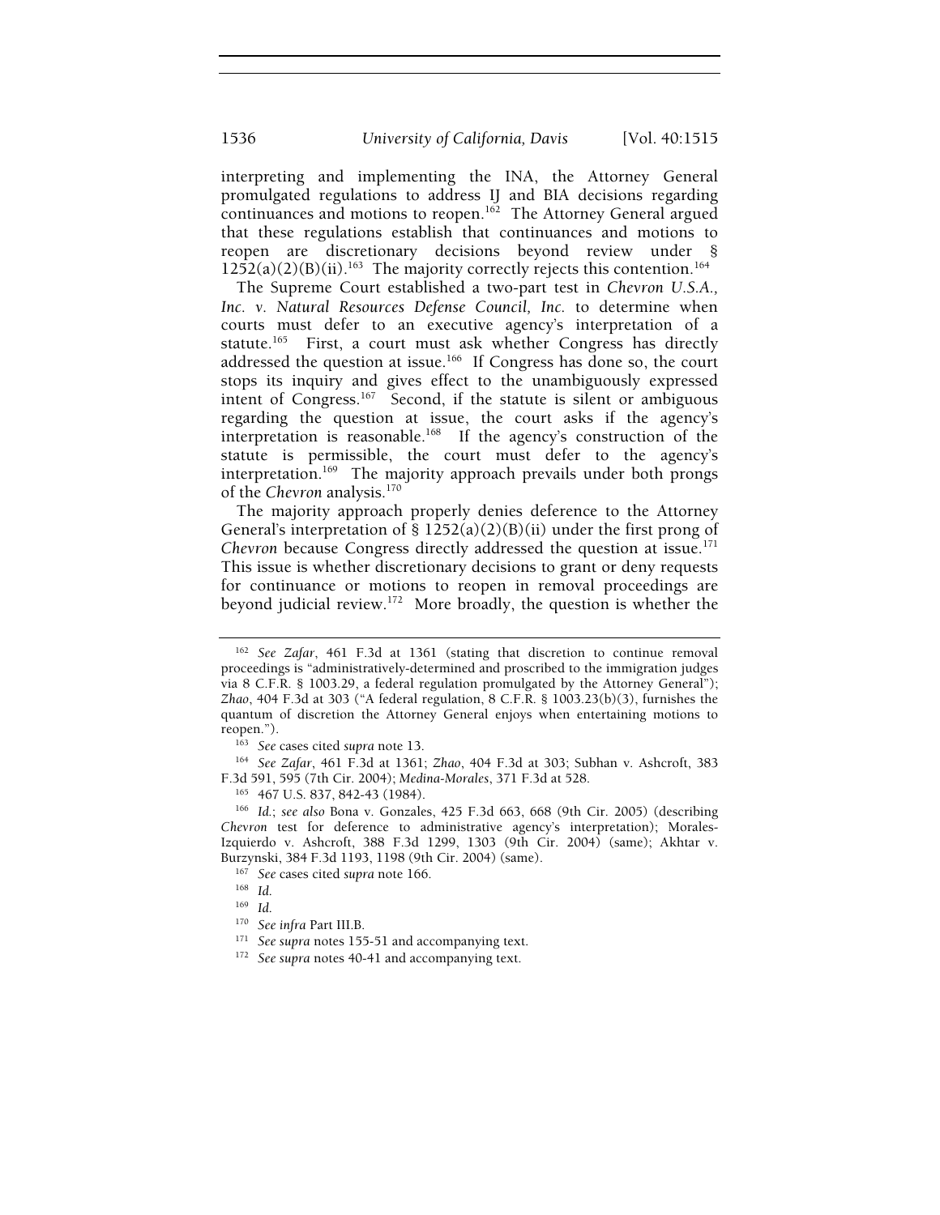interpreting and implementing the INA, the Attorney General promulgated regulations to address IJ and BIA decisions regarding continuances and motions to reopen.[162] The Attorney General argued that these regulations establish that continuances and motions to reopen are discretionary decisions beyond review under § 1252(a)(2)(B)(ii).[163] The majority correctly rejects this contention.[164]

The Supreme Court established a two-part test in *Chevron U.S.A., Inc. v. Natural Resources Defense Council, Inc.* to determine when courts must defer to an executive agency's interpretation of a statute.[165] First, a court must ask whether Congress has directly addressed the question at issue.[166] If Congress has done so, the court stops its inquiry and gives effect to the unambiguously expressed intent of Congress.[167] Second, if the statute is silent or ambiguous regarding the question at issue, the court asks if the agency's interpretation is reasonable.[168] If the agency's construction of the statute is permissible, the court must defer to the agency's interpretation.[169] The majority approach prevails under both prongs of the *Chevron* analysis.[170]

The majority approach properly denies deference to the Attorney General's interpretation of § 1252(a)(2)(B)(ii) under the first prong of *Chevron* because Congress directly addressed the question at issue.[171] This issue is whether discretionary decisions to grant or deny requests for continuance or motions to reopen in removal proceedings are beyond judicial review.[172] More broadly, the question is whether the

---

[162] *See Zafar*, 461 F.3d at 1361 (stating that discretion to continue removal proceedings is "administratively-determined and proscribed to the immigration judges via 8 C.F.R. § 1003.29, a federal regulation promulgated by the Attorney General"); *Zhao*, 404 F.3d at 303 ("A federal regulation, 8 C.F.R. § 1003.23(b)(3), furnishes the quantum of discretion the Attorney General enjoys when entertaining motions to reopen.").

[163] *See* cases cited *supra* note 13.

[164] *See Zafar*, 461 F.3d at 1361; *Zhao*, 404 F.3d at 303; Subhan v. Ashcroft, 383 F.3d 591, 595 (7th Cir. 2004); *Medina-Morales*, 371 F.3d at 528.

[165] 467 U.S. 837, 842-43 (1984).

[166] *Id.*; *see also* Bona v. Gonzales, 425 F.3d 663, 668 (9th Cir. 2005) (describing *Chevron* test for deference to administrative agency's interpretation); Morales-Izquierdo v. Ashcroft, 388 F.3d 1299, 1303 (9th Cir. 2004) (same); Akhtar v. Burzynski, 384 F.3d 1193, 1198 (9th Cir. 2004) (same).

[167] *See* cases cited *supra* note 166.

[168] *Id.*

[169] *Id.*

[170] *See infra* Part III.B.

[171] *See supra* notes 155-51 and accompanying text.

[172] *See supra* notes 40-41 and accompanying text.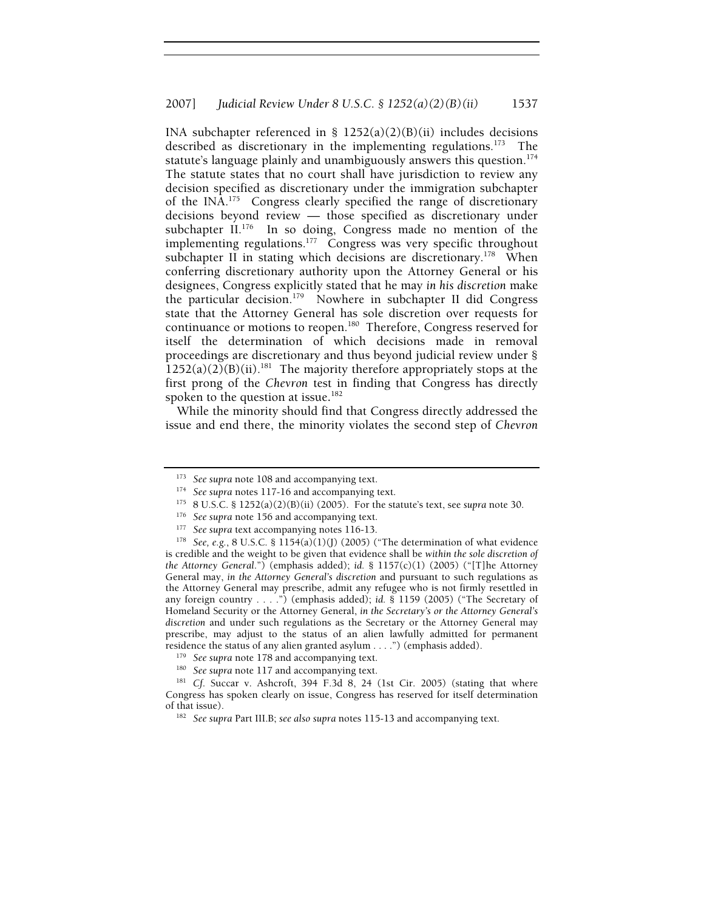INA subchapter referenced in § 1252(a)(2)(B)(ii) includes decisions described as discretionary in the implementing regulations.[173] The statute's language plainly and unambiguously answers this question.[174] The statute states that no court shall have jurisdiction to review any decision specified as discretionary under the immigration subchapter of the INA.[175] Congress clearly specified the range of discretionary decisions beyond review — those specified as discretionary under subchapter II.[176] In so doing, Congress made no mention of the implementing regulations.[177] Congress was very specific throughout subchapter II in stating which decisions are discretionary.[178] When conferring discretionary authority upon the Attorney General or his designees, Congress explicitly stated that he may *in his discretion* make the particular decision.[179] Nowhere in subchapter II did Congress state that the Attorney General has sole discretion over requests for continuance or motions to reopen.[180] Therefore, Congress reserved for itself the determination of which decisions made in removal proceedings are discretionary and thus beyond judicial review under § 1252(a)(2)(B)(ii).[181] The majority therefore appropriately stops at the first prong of the *Chevron* test in finding that Congress has directly spoken to the question at issue.[182]

While the minority should find that Congress directly addressed the issue and end there, the minority violates the second step of *Chevron*

---

[173] *See supra* note 108 and accompanying text.

[174] *See supra* notes 117-16 and accompanying text.

[175] 8 U.S.C. § 1252(a)(2)(B)(ii) (2005). For the statute's text, see *supra* note 30.

[176] *See supra* note 156 and accompanying text.

[177] *See supra* text accompanying notes 116-13.

[178] *See, e.g.*, 8 U.S.C. § 1154(a)(1)(J) (2005) ("The determination of what evidence is credible and the weight to be given that evidence shall be *within the sole discretion of the Attorney General*.") (emphasis added); *id.* § 1157(c)(1) (2005) ("[T]he Attorney General may, *in the Attorney General's discretion* and pursuant to such regulations as the Attorney General may prescribe, admit any refugee who is not firmly resettled in any foreign country . . . .") (emphasis added); *id.* § 1159 (2005) ("The Secretary of Homeland Security or the Attorney General, *in the Secretary's or the Attorney General's discretion* and under such regulations as the Secretary or the Attorney General may prescribe, may adjust to the status of an alien lawfully admitted for permanent residence the status of any alien granted asylum . . . .") (emphasis added).

[179] *See supra* note 178 and accompanying text.

[180] *See supra* note 117 and accompanying text.

[181] *Cf.* Succar v. Ashcroft, 394 F.3d 8, 24 (1st Cir. 2005) (stating that where Congress has spoken clearly on issue, Congress has reserved for itself determination of that issue).

[182] *See supra* Part III.B; *see also supra* notes 115-13 and accompanying text.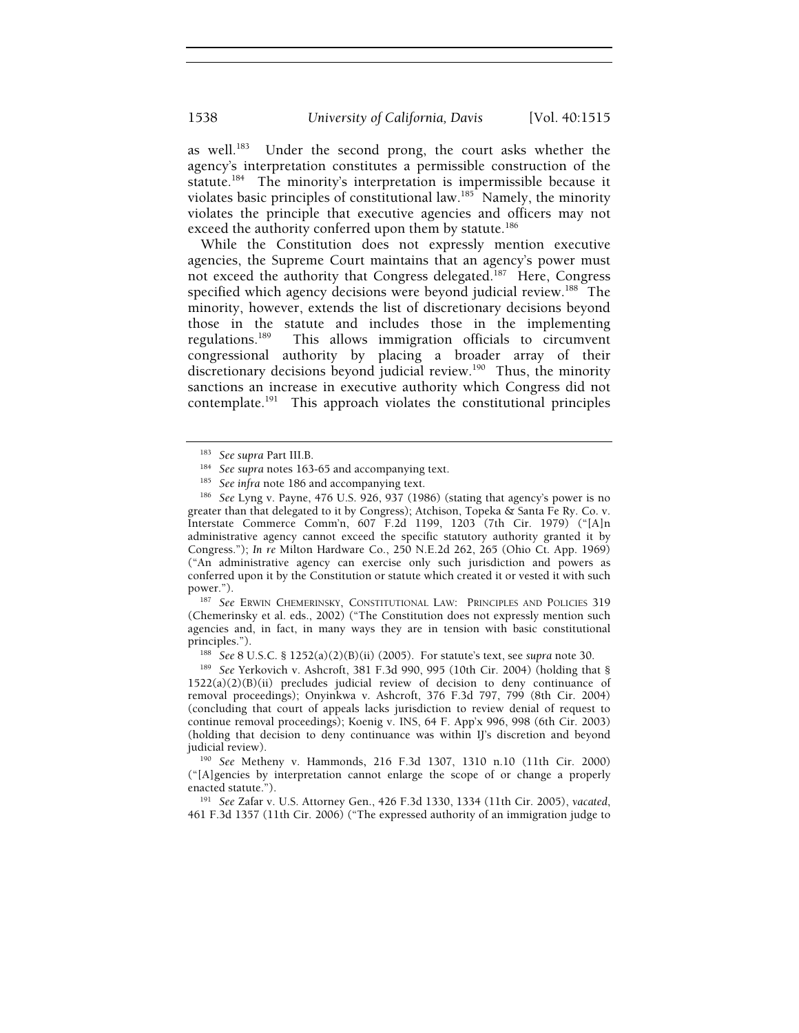as well.[183] Under the second prong, the court asks whether the agency's interpretation constitutes a permissible construction of the statute.[184] The minority's interpretation is impermissible because it violates basic principles of constitutional law.[185] Namely, the minority violates the principle that executive agencies and officers may not exceed the authority conferred upon them by statute.[186]

While the Constitution does not expressly mention executive agencies, the Supreme Court maintains that an agency's power must not exceed the authority that Congress delegated.[187] Here, Congress specified which agency decisions were beyond judicial review.[188] The minority, however, extends the list of discretionary decisions beyond those in the statute and includes those in the implementing regulations.[189] This allows immigration officials to circumvent congressional authority by placing a broader array of their discretionary decisions beyond judicial review.[190] Thus, the minority sanctions an increase in executive authority which Congress did not contemplate.[191] This approach violates the constitutional principles

---

[183] *See supra* Part III.B.

[184] *See supra* notes 163-65 and accompanying text.

[185] *See infra* note 186 and accompanying text.

[186] *See* Lyng v. Payne, 476 U.S. 926, 937 (1986) (stating that agency's power is no greater than that delegated to it by Congress); Atchison, Topeka & Santa Fe Ry. Co. v. Interstate Commerce Comm'n, 607 F.2d 1199, 1203 (7th Cir. 1979) ("[A]n administrative agency cannot exceed the specific statutory authority granted it by Congress."); *In re* Milton Hardware Co., 250 N.E.2d 262, 265 (Ohio Ct. App. 1969) ("An administrative agency can exercise only such jurisdiction and powers as conferred upon it by the Constitution or statute which created it or vested it with such power.").

[187] *See* ERWIN CHEMERINSKY, CONSTITUTIONAL LAW: PRINCIPLES AND POLICIES 319 (Chemerinsky et al. eds., 2002) ("The Constitution does not expressly mention such agencies and, in fact, in many ways they are in tension with basic constitutional principles.").

[188] *See* 8 U.S.C. § 1252(a)(2)(B)(ii) (2005). For statute's text, see *supra* note 30.

[189] *See* Yerkovich v. Ashcroft, 381 F.3d 990, 995 (10th Cir. 2004) (holding that § 1522(a)(2)(B)(ii) precludes judicial review of decision to deny continuance of removal proceedings); Onyinkwa v. Ashcroft, 376 F.3d 797, 799 (8th Cir. 2004) (concluding that court of appeals lacks jurisdiction to review denial of request to continue removal proceedings); Koenig v. INS, 64 F. App'x 996, 998 (6th Cir. 2003) (holding that decision to deny continuance was within IJ's discretion and beyond judicial review).

[190] *See* Metheny v. Hammonds, 216 F.3d 1307, 1310 n.10 (11th Cir. 2000) ("[A]gencies by interpretation cannot enlarge the scope of or change a properly enacted statute.").

[191] *See* Zafar v. U.S. Attorney Gen., 426 F.3d 1330, 1334 (11th Cir. 2005), *vacated*, 461 F.3d 1357 (11th Cir. 2006) ("The expressed authority of an immigration judge to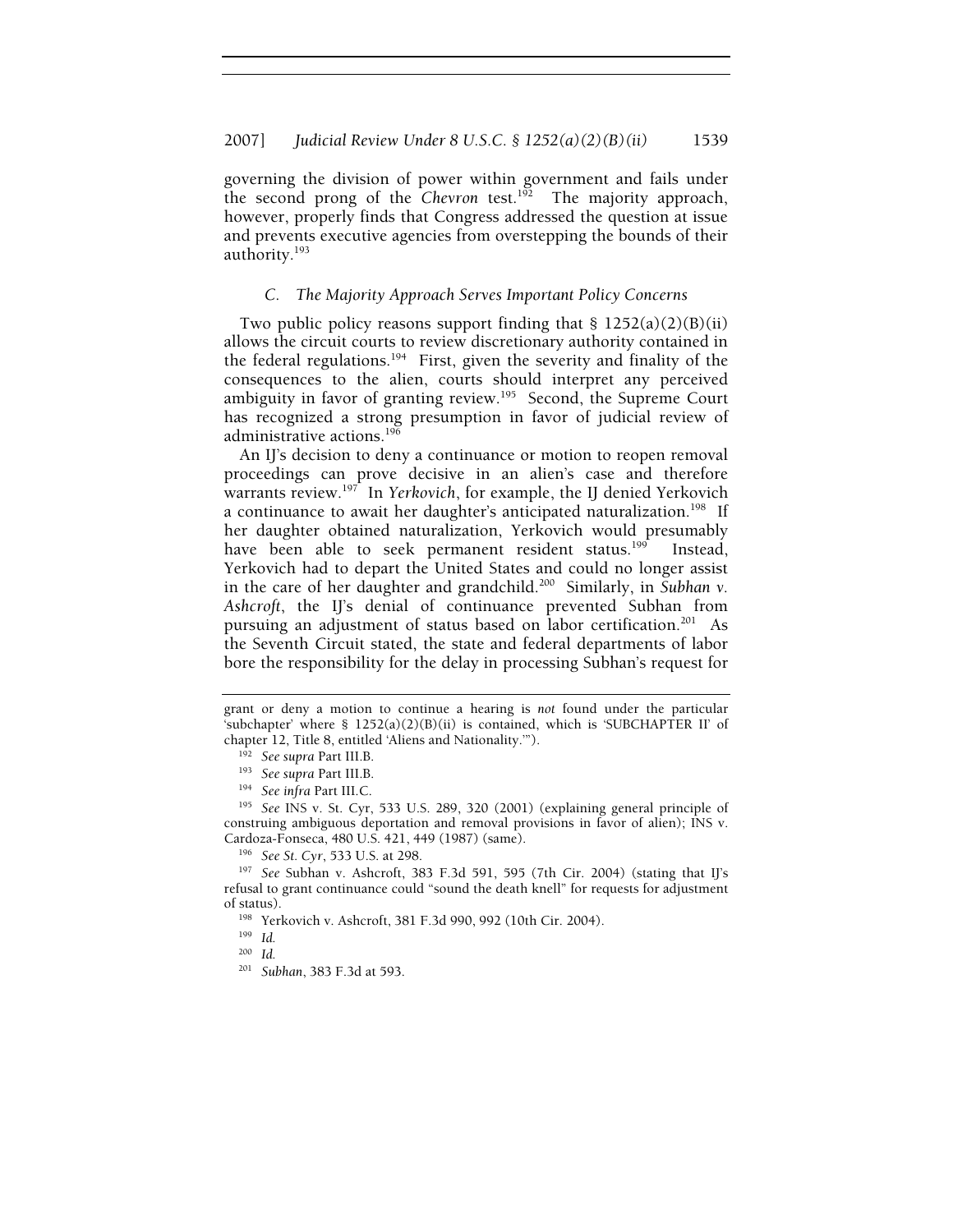governing the division of power within government and fails under the second prong of the *Chevron* test.[192] The majority approach, however, properly finds that Congress addressed the question at issue and prevents executive agencies from overstepping the bounds of their authority.[193]

### *C. The Majority Approach Serves Important Policy Concerns*

Two public policy reasons support finding that § 1252(a)(2)(B)(ii) allows the circuit courts to review discretionary authority contained in the federal regulations.[194] First, given the severity and finality of the consequences to the alien, courts should interpret any perceived ambiguity in favor of granting review.[195] Second, the Supreme Court has recognized a strong presumption in favor of judicial review of administrative actions.[196]

An IJ's decision to deny a continuance or motion to reopen removal proceedings can prove decisive in an alien's case and therefore warrants review.[197] In *Yerkovich*, for example, the IJ denied Yerkovich a continuance to await her daughter's anticipated naturalization.[198] If her daughter obtained naturalization, Yerkovich would presumably have been able to seek permanent resident status.[199] Instead, Yerkovich had to depart the United States and could no longer assist in the care of her daughter and grandchild.[200] Similarly, in *Subhan v. Ashcroft*, the IJ's denial of continuance prevented Subhan from pursuing an adjustment of status based on labor certification.[201] As the Seventh Circuit stated, the state and federal departments of labor bore the responsibility for the delay in processing Subhan's request for

---

grant or deny a motion to continue a hearing is *not* found under the particular 'subchapter' where § 1252(a)(2)(B)(ii) is contained, which is 'SUBCHAPTER II' of chapter 12, Title 8, entitled 'Aliens and Nationality.'").

[192] *See supra* Part III.B.

[193] *See supra* Part III.B.

[194] *See infra* Part III.C.

[195] *See* INS v. St. Cyr, 533 U.S. 289, 320 (2001) (explaining general principle of construing ambiguous deportation and removal provisions in favor of alien); INS v. Cardoza-Fonseca, 480 U.S. 421, 449 (1987) (same).

[196] *See St. Cyr*, 533 U.S. at 298.

[197] *See* Subhan v. Ashcroft, 383 F.3d 591, 595 (7th Cir. 2004) (stating that IJ's refusal to grant continuance could "sound the death knell" for requests for adjustment of status).

[198] Yerkovich v. Ashcroft, 381 F.3d 990, 992 (10th Cir. 2004).

[199] *Id.*

[200] *Id.*

[201] *Subhan*, 383 F.3d at 593.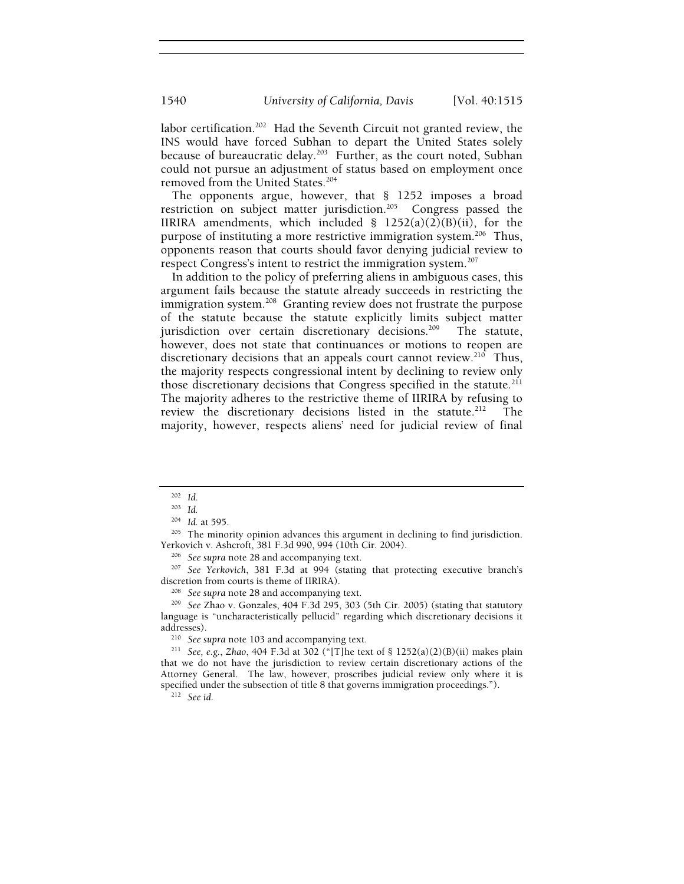labor certification.[202] Had the Seventh Circuit not granted review, the INS would have forced Subhan to depart the United States solely because of bureaucratic delay.[203] Further, as the court noted, Subhan could not pursue an adjustment of status based on employment once removed from the United States.[204]

The opponents argue, however, that § 1252 imposes a broad restriction on subject matter jurisdiction.[205] Congress passed the IIRIRA amendments, which included § 1252(a)(2)(B)(ii), for the purpose of instituting a more restrictive immigration system.[206] Thus, opponents reason that courts should favor denying judicial review to respect Congress's intent to restrict the immigration system.[207]

In addition to the policy of preferring aliens in ambiguous cases, this argument fails because the statute already succeeds in restricting the immigration system.[208] Granting review does not frustrate the purpose of the statute because the statute explicitly limits subject matter jurisdiction over certain discretionary decisions.[209] The statute, however, does not state that continuances or motions to reopen are discretionary decisions that an appeals court cannot review.[210] Thus, the majority respects congressional intent by declining to review only those discretionary decisions that Congress specified in the statute.[211] The majority adheres to the restrictive theme of IIRIRA by refusing to review the discretionary decisions listed in the statute.[212] The majority, however, respects aliens' need for judicial review of final

---

[202] *Id.*

[203] *Id.*

[204] *Id.* at 595.

[205] The minority opinion advances this argument in declining to find jurisdiction. Yerkovich v. Ashcroft, 381 F.3d 990, 994 (10th Cir. 2004).

[206] *See supra* note 28 and accompanying text.

[207] *See Yerkovich*, 381 F.3d at 994 (stating that protecting executive branch's discretion from courts is theme of IIRIRA).

[208] *See supra* note 28 and accompanying text.

[209] *See* Zhao v. Gonzales, 404 F.3d 295, 303 (5th Cir. 2005) (stating that statutory language is "uncharacteristically pellucid" regarding which discretionary decisions it addresses).

[210] *See supra* note 103 and accompanying text.

[211] *See, e.g.*, *Zhao*, 404 F.3d at 302 ("[T]he text of § 1252(a)(2)(B)(ii) makes plain that we do not have the jurisdiction to review certain discretionary actions of the Attorney General. The law, however, proscribes judicial review only where it is specified under the subsection of title 8 that governs immigration proceedings.").

[212] *See id.*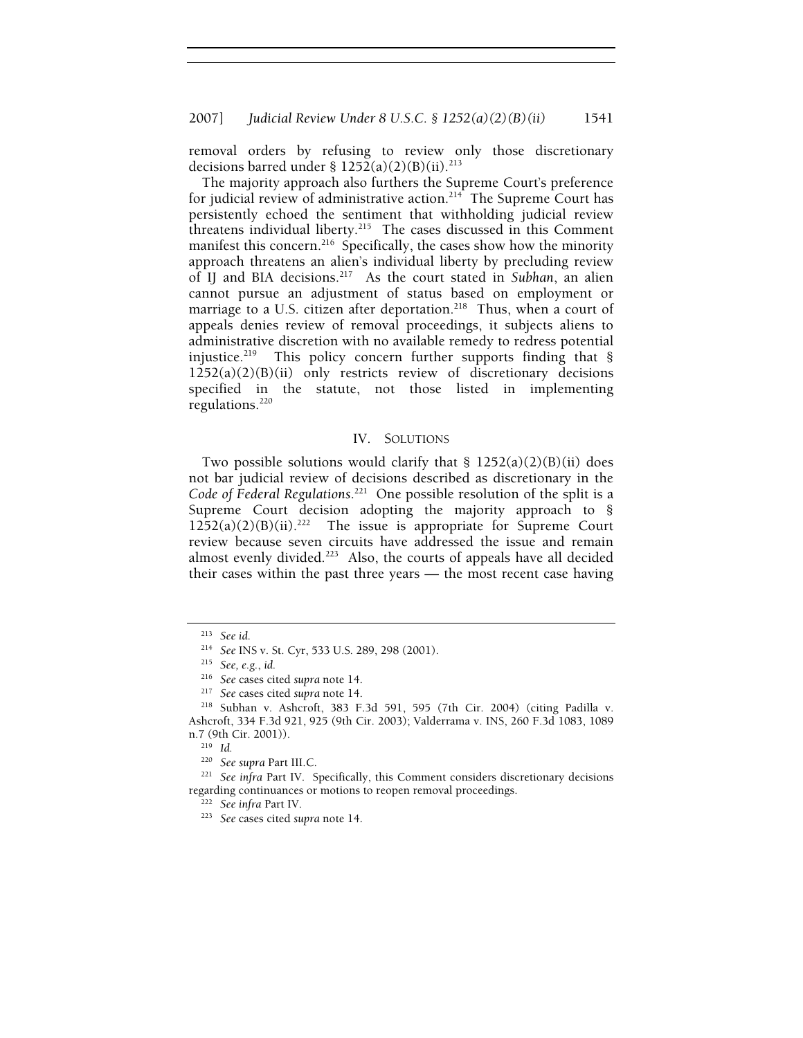removal orders by refusing to review only those discretionary decisions barred under § 1252(a)(2)(B)(ii).[213]

The majority approach also furthers the Supreme Court's preference for judicial review of administrative action.[214] The Supreme Court has persistently echoed the sentiment that withholding judicial review threatens individual liberty.[215] The cases discussed in this Comment manifest this concern.[216] Specifically, the cases show how the minority approach threatens an alien's individual liberty by precluding review of IJ and BIA decisions.[217] As the court stated in *Subhan*, an alien cannot pursue an adjustment of status based on employment or marriage to a U.S. citizen after deportation.[218] Thus, when a court of appeals denies review of removal proceedings, it subjects aliens to administrative discretion with no available remedy to redress potential injustice.[219] This policy concern further supports finding that § 1252(a)(2)(B)(ii) only restricts review of discretionary decisions specified in the statute, not those listed in implementing regulations.[220]

## IV. SOLUTIONS

Two possible solutions would clarify that § 1252(a)(2)(B)(ii) does not bar judicial review of decisions described as discretionary in the *Code of Federal Regulations*.[221] One possible resolution of the split is a Supreme Court decision adopting the majority approach to § 1252(a)(2)(B)(ii).[222] The issue is appropriate for Supreme Court review because seven circuits have addressed the issue and remain almost evenly divided.[223] Also, the courts of appeals have all decided their cases within the past three years — the most recent case having

---

[213] *See id.*

[214] *See* INS v. St. Cyr, 533 U.S. 289, 298 (2001).

[215] *See, e.g.*, *id.*

[216] *See* cases cited *supra* note 14.

[217] *See* cases cited *supra* note 14.

[218] Subhan v. Ashcroft, 383 F.3d 591, 595 (7th Cir. 2004) (citing Padilla v. Ashcroft, 334 F.3d 921, 925 (9th Cir. 2003); Valderrama v. INS, 260 F.3d 1083, 1089 n.7 (9th Cir. 2001)).

[219] *Id.*

[220] *See supra* Part III.C.

[221] *See infra* Part IV. Specifically, this Comment considers discretionary decisions regarding continuances or motions to reopen removal proceedings.

[222] *See infra* Part IV.

[223] *See* cases cited *supra* note 14.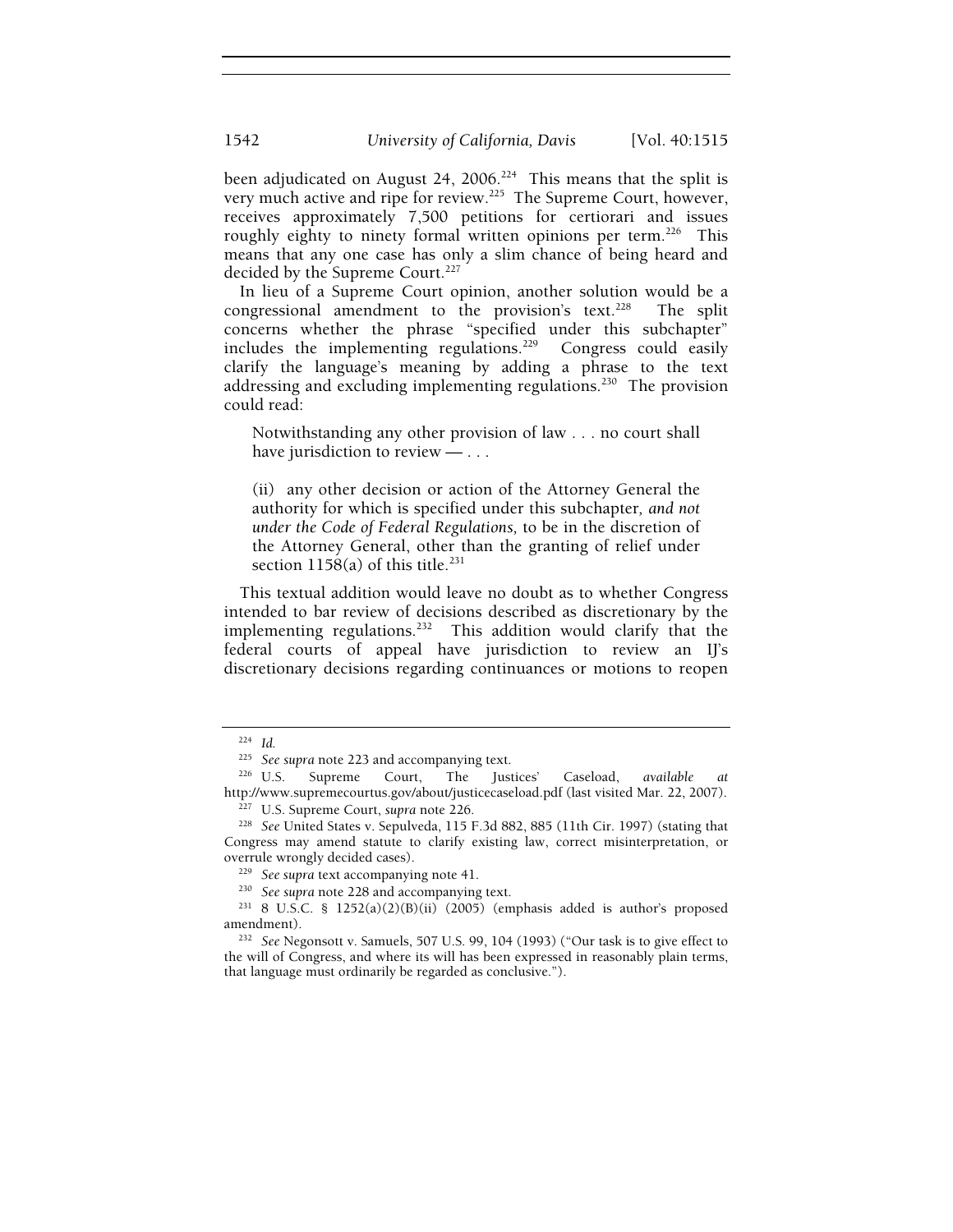been adjudicated on August 24, 2006.[224] This means that the split is very much active and ripe for review.[225] The Supreme Court, however, receives approximately 7,500 petitions for certiorari and issues roughly eighty to ninety formal written opinions per term.[226] This means that any one case has only a slim chance of being heard and decided by the Supreme Court.[227]

In lieu of a Supreme Court opinion, another solution would be a congressional amendment to the provision's text.[228] The split concerns whether the phrase "specified under this subchapter" includes the implementing regulations.[229] Congress could easily clarify the language's meaning by adding a phrase to the text addressing and excluding implementing regulations.[230] The provision could read:

> Notwithstanding any other provision of law . . . no court shall have jurisdiction to review — . . .
>
> (ii) any other decision or action of the Attorney General the authority for which is specified under this subchapter, *and not under the Code of Federal Regulations*, to be in the discretion of the Attorney General, other than the granting of relief under section 1158(a) of this title.[231]

This textual addition would leave no doubt as to whether Congress intended to bar review of decisions described as discretionary by the implementing regulations.[232] This addition would clarify that the federal courts of appeal have jurisdiction to review an IJ's discretionary decisions regarding continuances or motions to reopen

---

[224] *Id.*

[225] *See supra* note 223 and accompanying text.

[226] U.S. Supreme Court, The Justices' Caseload, *available at* http://www.supremecourtus.gov/about/justicecaseload.pdf (last visited Mar. 22, 2007).

[227] U.S. Supreme Court, *supra* note 226.

[228] *See* United States v. Sepulveda, 115 F.3d 882, 885 (11th Cir. 1997) (stating that Congress may amend statute to clarify existing law, correct misinterpretation, or overrule wrongly decided cases).

[229] *See supra* text accompanying note 41.

[230] *See supra* note 228 and accompanying text.

[231] 8 U.S.C. § 1252(a)(2)(B)(ii) (2005) (emphasis added is author's proposed amendment).

[232] *See* Negonsott v. Samuels, 507 U.S. 99, 104 (1993) ("Our task is to give effect to the will of Congress, and where its will has been expressed in reasonably plain terms, that language must ordinarily be regarded as conclusive.").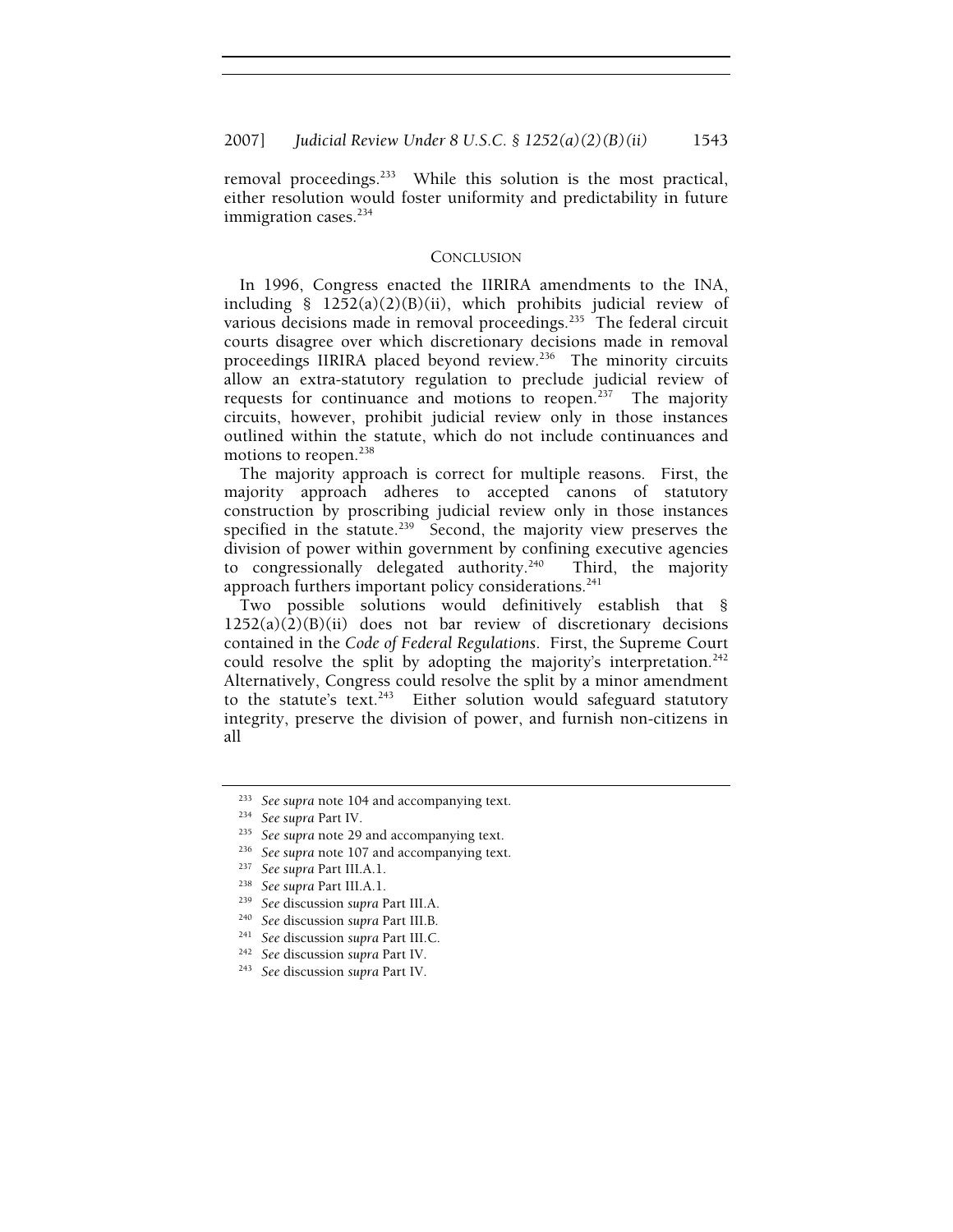removal proceedings.[233] While this solution is the most practical, either resolution would foster uniformity and predictability in future immigration cases.[234]

## CONCLUSION

In 1996, Congress enacted the IIRIRA amendments to the INA, including § 1252(a)(2)(B)(ii), which prohibits judicial review of various decisions made in removal proceedings.[235] The federal circuit courts disagree over which discretionary decisions made in removal proceedings IIRIRA placed beyond review.[236] The minority circuits allow an extra-statutory regulation to preclude judicial review of requests for continuance and motions to reopen.[237] The majority circuits, however, prohibit judicial review only in those instances outlined within the statute, which do not include continuances and motions to reopen.[238]

The majority approach is correct for multiple reasons. First, the majority approach adheres to accepted canons of statutory construction by proscribing judicial review only in those instances specified in the statute.[239] Second, the majority view preserves the division of power within government by confining executive agencies to congressionally delegated authority.[240] Third, the majority approach furthers important policy considerations.[241]

Two possible solutions would definitively establish that § 1252(a)(2)(B)(ii) does not bar review of discretionary decisions contained in the *Code of Federal Regulations*. First, the Supreme Court could resolve the split by adopting the majority's interpretation.[242] Alternatively, Congress could resolve the split by a minor amendment to the statute's text.[243] Either solution would safeguard statutory integrity, preserve the division of power, and furnish non-citizens in all

---

[233] *See supra* note 104 and accompanying text.

[234] *See supra* Part IV.

[235] *See supra* note 29 and accompanying text.

[236] *See supra* note 107 and accompanying text.

[237] *See supra* Part III.A.1.

[238] *See supra* Part III.A.1.

[239] *See* discussion *supra* Part III.A.

[240] *See* discussion *supra* Part III.B.

[241] *See* discussion *supra* Part III.C.

[242] *See* discussion *supra* Part IV.

[243] *See* discussion *supra* Part IV.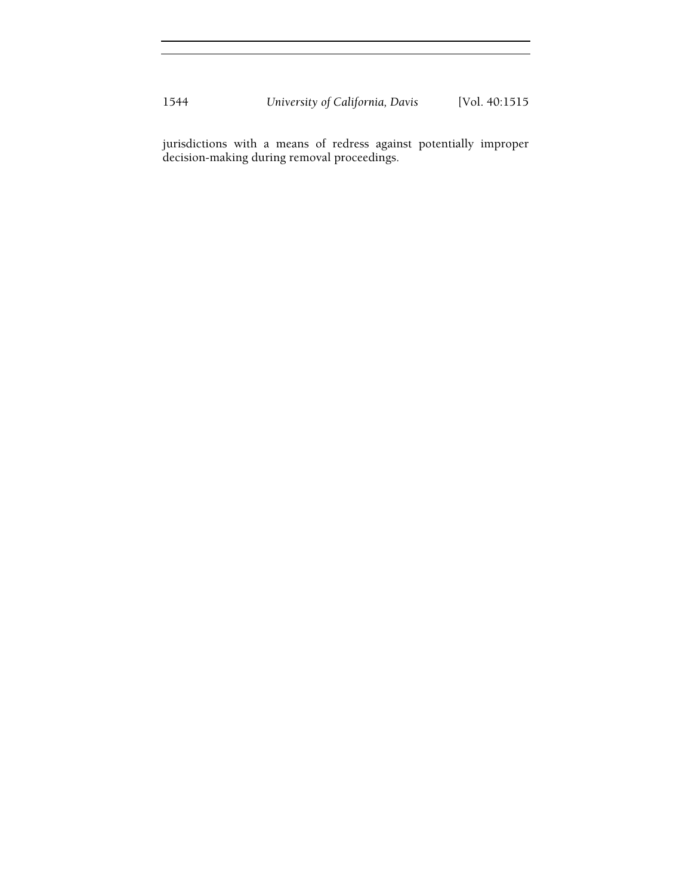jurisdictions with a means of redress against potentially improper decision-making during removal proceedings.